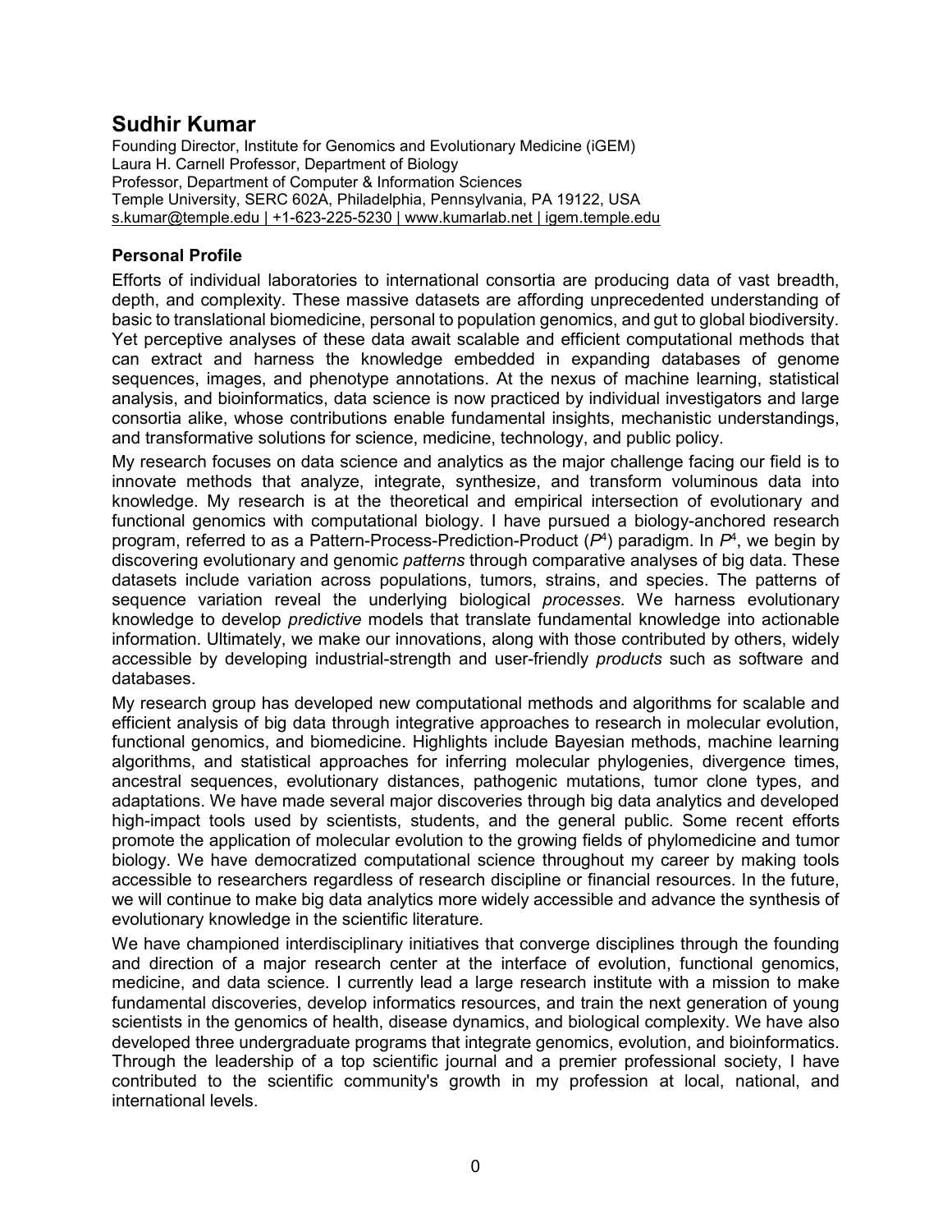# Sudhir Kumar

Founding Director, Institute for Genomics and Evolutionary Medicine (iGEM)
Laura H. Carnell Professor, Department of Biology
Professor, Department of Computer & Information Sciences
Temple University, SERC 602A, Philadelphia, Pennsylvania, PA 19122, USA
s.kumar@temple.edu | +1-623-225-5230 | www.kumarlab.net | igem.temple.edu

### Personal Profile

Efforts of individual laboratories to international consortia are producing data of vast breadth, depth, and complexity. These massive datasets are affording unprecedented understanding of basic to translational biomedicine, personal to population genomics, and gut to global biodiversity. Yet perceptive analyses of these data await scalable and efficient computational methods that can extract and harness the knowledge embedded in expanding databases of genome sequences, images, and phenotype annotations. At the nexus of machine learning, statistical analysis, and bioinformatics, data science is now practiced by individual investigators and large consortia alike, whose contributions enable fundamental insights, mechanistic understandings, and transformative solutions for science, medicine, technology, and public policy.

My research focuses on data science and analytics as the major challenge facing our field is to innovate methods that analyze, integrate, synthesize, and transform voluminous data into knowledge. My research is at the theoretical and empirical intersection of evolutionary and functional genomics with computational biology. I have pursued a biology-anchored research program, referred to as a Pattern-Process-Prediction-Product ($P^4$) paradigm. In $P^4$, we begin by discovering evolutionary and genomic *patterns* through comparative analyses of big data. These datasets include variation across populations, tumors, strains, and species. The patterns of sequence variation reveal the underlying biological *processes*. We harness evolutionary knowledge to develop *predictive* models that translate fundamental knowledge into actionable information. Ultimately, we make our innovations, along with those contributed by others, widely accessible by developing industrial-strength and user-friendly *products* such as software and databases.

My research group has developed new computational methods and algorithms for scalable and efficient analysis of big data through integrative approaches to research in molecular evolution, functional genomics, and biomedicine. Highlights include Bayesian methods, machine learning algorithms, and statistical approaches for inferring molecular phylogenies, divergence times, ancestral sequences, evolutionary distances, pathogenic mutations, tumor clone types, and adaptations. We have made several major discoveries through big data analytics and developed high-impact tools used by scientists, students, and the general public. Some recent efforts promote the application of molecular evolution to the growing fields of phylomedicine and tumor biology. We have democratized computational science throughout my career by making tools accessible to researchers regardless of research discipline or financial resources. In the future, we will continue to make big data analytics more widely accessible and advance the synthesis of evolutionary knowledge in the scientific literature.

We have championed interdisciplinary initiatives that converge disciplines through the founding and direction of a major research center at the interface of evolution, functional genomics, medicine, and data science. I currently lead a large research institute with a mission to make fundamental discoveries, develop informatics resources, and train the next generation of young scientists in the genomics of health, disease dynamics, and biological complexity. We have also developed three undergraduate programs that integrate genomics, evolution, and bioinformatics. Through the leadership of a top scientific journal and a premier professional society, I have contributed to the scientific community's growth in my profession at local, national, and international levels.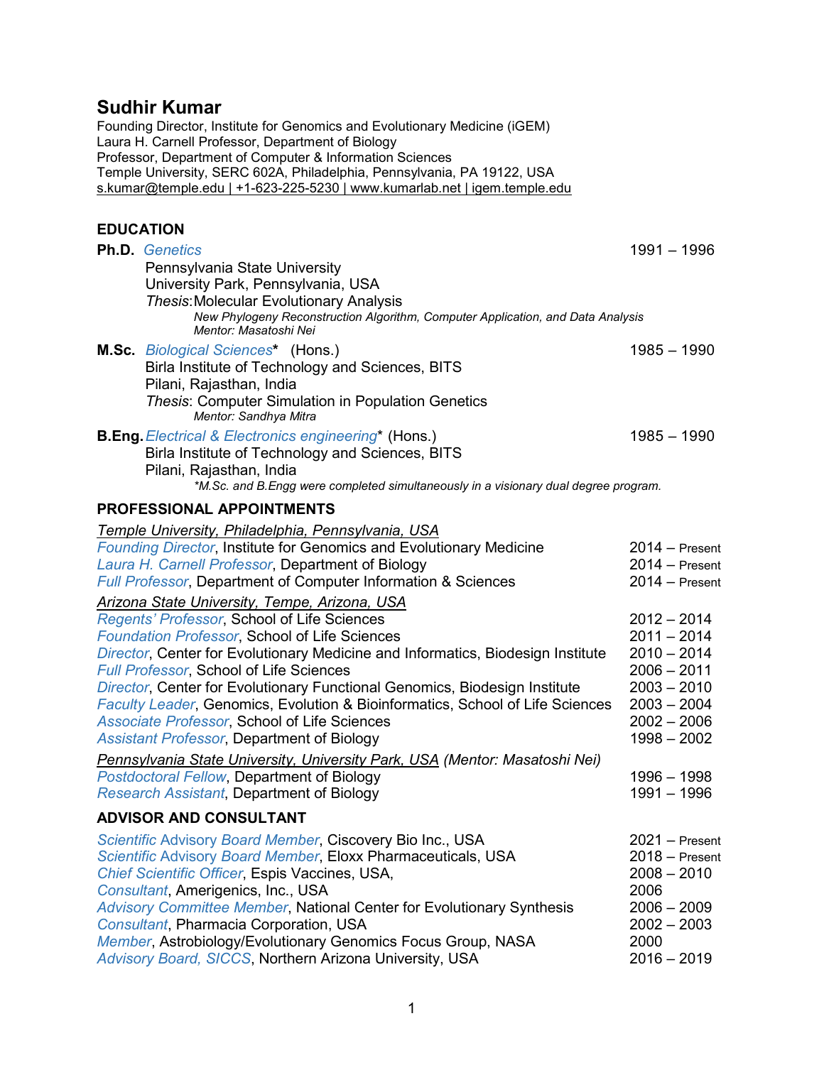# Sudhir Kumar

Founding Director, Institute for Genomics and Evolutionary Medicine (iGEM)
Laura H. Carnell Professor, Department of Biology
Professor, Department of Computer & Information Sciences
Temple University, SERC 602A, Philadelphia, Pennsylvania, PA 19122, USA
s.kumar@temple.edu | +1-623-225-5230 | www.kumarlab.net | igem.temple.edu

## EDUCATION

**Ph.D.** *Genetics* — 1991 – 1996
Pennsylvania State University
University Park, Pennsylvania, USA
*Thesis:* Molecular Evolutionary Analysis
*New Phylogeny Reconstruction Algorithm, Computer Application, and Data Analysis*
*Mentor: Masatoshi Nei*

**M.Sc.** *Biological Sciences** (Hons.) — 1985 – 1990
Birla Institute of Technology and Sciences, BITS
Pilani, Rajasthan, India
*Thesis*: Computer Simulation in Population Genetics
*Mentor: Sandhya Mitra*

**B.Eng.** *Electrical & Electronics engineering** (Hons.) — 1985 – 1990
Birla Institute of Technology and Sciences, BITS
Pilani, Rajasthan, India
*\*M.Sc. and B.Engg were completed simultaneously in a visionary dual degree program.*

## PROFESSIONAL APPOINTMENTS

Temple University, Philadelphia, Pennsylvania, USA

| | |
|---|---|
| *Founding Director*, Institute for Genomics and Evolutionary Medicine | 2014 – Present |
| *Laura H. Carnell Professor*, Department of Biology | 2014 – Present |
| *Full Professor*, Department of Computer Information & Sciences | 2014 – Present |

Arizona State University, Tempe, Arizona, USA

| | |
|---|---|
| *Regents' Professor*, School of Life Sciences | 2012 – 2014 |
| *Foundation Professor*, School of Life Sciences | 2011 – 2014 |
| *Director*, Center for Evolutionary Medicine and Informatics, Biodesign Institute | 2010 – 2014 |
| *Full Professor*, School of Life Sciences | 2006 – 2011 |
| *Director*, Center for Evolutionary Functional Genomics, Biodesign Institute | 2003 – 2010 |
| *Faculty Leader*, Genomics, Evolution & Bioinformatics, School of Life Sciences | 2003 – 2004 |
| *Associate Professor*, School of Life Sciences | 2002 – 2006 |
| *Assistant Professor*, Department of Biology | 1998 – 2002 |

Pennsylvania State University, University Park, USA *(Mentor: Masatoshi Nei)*

| | |
|---|---|
| *Postdoctoral Fellow*, Department of Biology | 1996 – 1998 |
| *Research Assistant*, Department of Biology | 1991 – 1996 |

## ADVISOR AND CONSULTANT

| | |
|---|---|
| *Scientific Advisory Board Member*, Ciscovery Bio Inc., USA | 2021 – Present |
| *Scientific Advisory Board Member*, Eloxx Pharmaceuticals, USA | 2018 – Present |
| *Chief Scientific Officer*, Espis Vaccines, USA, | 2008 – 2010 |
| *Consultant*, Amerigenics, Inc., USA | 2006 |
| *Advisory Committee Member*, National Center for Evolutionary Synthesis | 2006 – 2009 |
| *Consultant*, Pharmacia Corporation, USA | 2002 – 2003 |
| *Member*, Astrobiology/Evolutionary Genomics Focus Group, NASA | 2000 |
| *Advisory Board, SICCS*, Northern Arizona University, USA | 2016 – 2019 |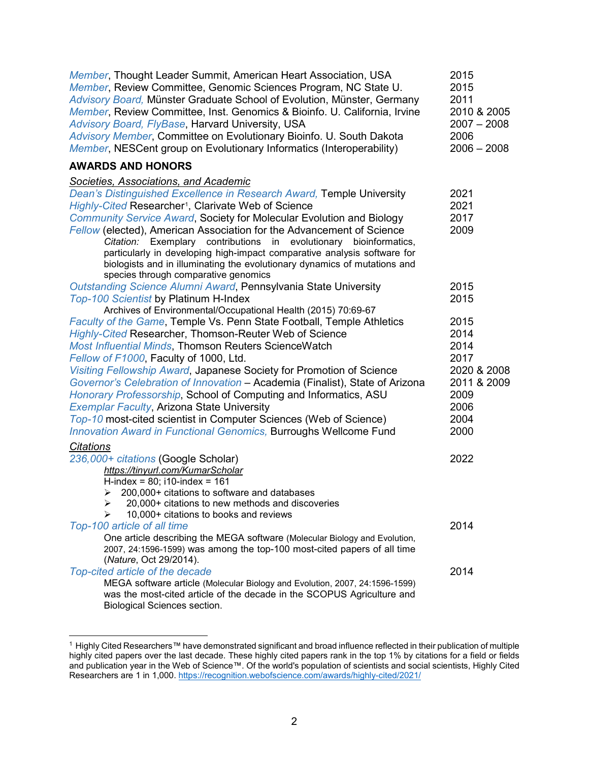*Member*, Thought Leader Summit, American Heart Association, USA — 2015
*Member*, Review Committee, Genomic Sciences Program, NC State U. — 2015
*Advisory Board,* Münster Graduate School of Evolution, Münster, Germany — 2011
*Member*, Review Committee, Inst. Genomics & Bioinfo. U. California, Irvine — 2010 & 2005
*Advisory Board, FlyBase*, Harvard University, USA — 2007 – 2008
*Advisory Member*, Committee on Evolutionary Bioinfo. U. South Dakota — 2006
*Member*, NESCent group on Evolutionary Informatics (Interoperability) — 2006 – 2008

## AWARDS AND HONORS

### Societies, Associations, and Academic

*Dean's Distinguished Excellence in Research Award,* Temple University — 2021
*Highly-Cited* Researcher[1], Clarivate Web of Science — 2021
*Community Service Award*, Society for Molecular Evolution and Biology — 2017
*Fellow* (elected), American Association for the Advancement of Science — 2009

> *Citation:* Exemplary contributions in evolutionary bioinformatics, particularly in developing high-impact comparative analysis software for biologists and in illuminating the evolutionary dynamics of mutations and species through comparative genomics

*Outstanding Science Alumni Award*, Pennsylvania State University — 2015
*Top-100 Scientist* by Platinum H-Index — 2015

> Archives of Environmental/Occupational Health (2015) 70:69-67

*Faculty of the Game*, Temple Vs. Penn State Football, Temple Athletics — 2015
*Highly-Cited* Researcher, Thomson-Reuter Web of Science — 2014
*Most Influential Minds*, Thomson Reuters ScienceWatch — 2014
*Fellow of F1000*, Faculty of 1000, Ltd. — 2017
*Visiting Fellowship Award*, Japanese Society for Promotion of Science — 2020 & 2008
*Governor's Celebration of Innovation* – Academia (Finalist), State of Arizona — 2011 & 2009
*Honorary Professorship*, School of Computing and Informatics, ASU — 2009
*Exemplar Faculty*, Arizona State University — 2006
*Top-10* most-cited scientist in Computer Sciences (Web of Science) — 2004
*Innovation Award in Functional Genomics,* Burroughs Wellcome Fund — 2000

### Citations

*236,000+ citations* (Google Scholar) — 2022

> https://tinyurl.com/KumarScholar
> H-index = 80; i10-index = 161
> - 200,000+ citations to software and databases
> - 20,000+ citations to new methods and discoveries
> - 10,000+ citations to books and reviews

*Top-100 article of all time* — 2014

> One article describing the MEGA software (Molecular Biology and Evolution, 2007, 24:1596-1599) was among the top-100 most-cited papers of all time (*Nature*, Oct 29/2014).

*Top-cited article of the decade* — 2014

> MEGA software article (Molecular Biology and Evolution, 2007, 24:1596-1599) was the most-cited article of the decade in the SCOPUS Agriculture and Biological Sciences section.

---

[1] Highly Cited Researchers™ have demonstrated significant and broad influence reflected in their publication of multiple highly cited papers over the last decade. These highly cited papers rank in the top 1% by citations for a field or fields and publication year in the Web of Science™. Of the world's population of scientists and social scientists, Highly Cited Researchers are 1 in 1,000. https://recognition.webofscience.com/awards/highly-cited/2021/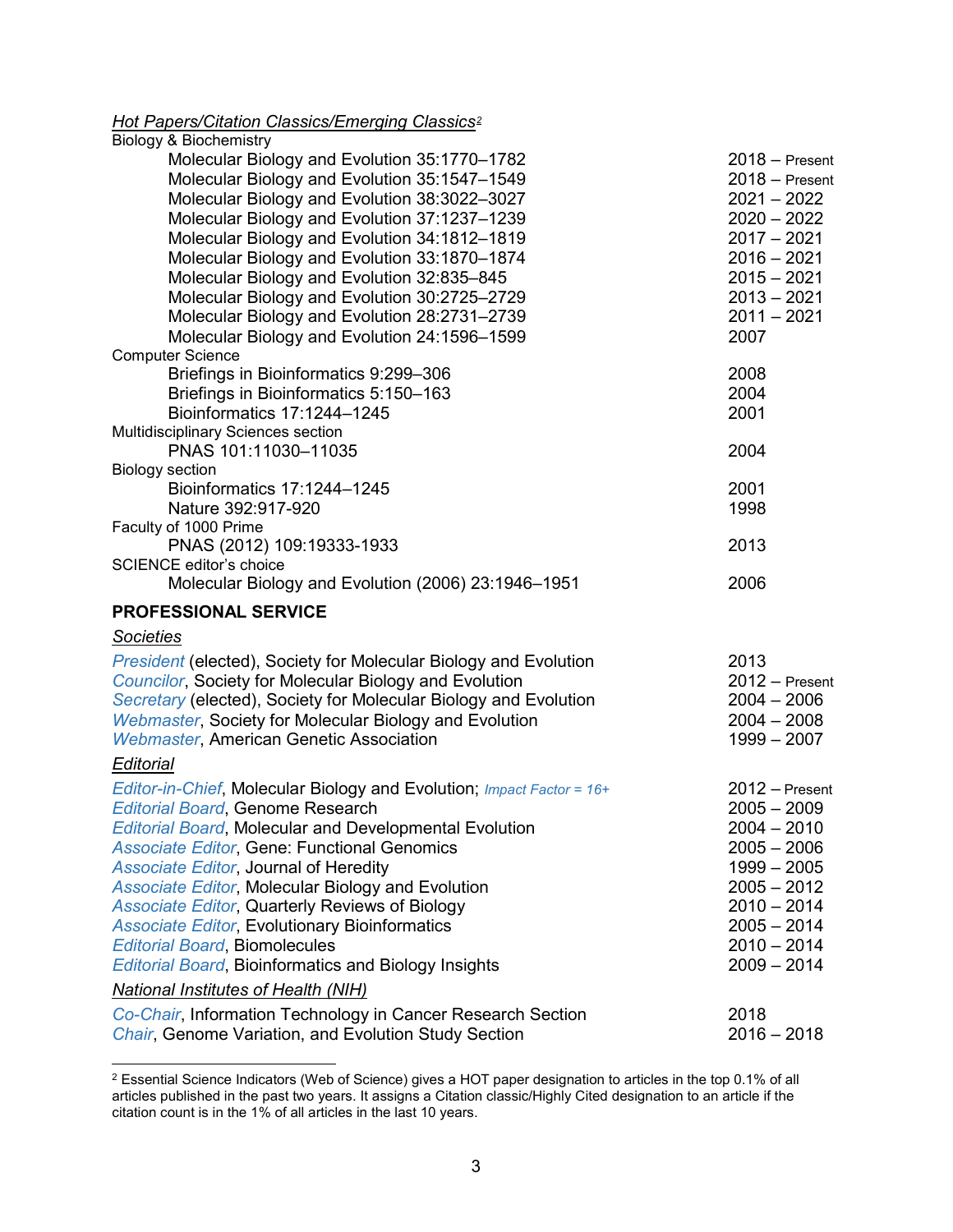*Hot Papers/Citation Classics/Emerging Classics*[2]

Biology & Biochemistry

| | |
|---|---|
| Molecular Biology and Evolution 35:1770–1782 | 2018 – Present |
| Molecular Biology and Evolution 35:1547–1549 | 2018 – Present |
| Molecular Biology and Evolution 38:3022–3027 | 2021 – 2022 |
| Molecular Biology and Evolution 37:1237–1239 | 2020 – 2022 |
| Molecular Biology and Evolution 34:1812–1819 | 2017 – 2021 |
| Molecular Biology and Evolution 33:1870–1874 | 2016 – 2021 |
| Molecular Biology and Evolution 32:835–845 | 2015 – 2021 |
| Molecular Biology and Evolution 30:2725–2729 | 2013 – 2021 |
| Molecular Biology and Evolution 28:2731–2739 | 2011 – 2021 |
| Molecular Biology and Evolution 24:1596–1599 | 2007 |

Computer Science

| | |
|---|---|
| Briefings in Bioinformatics 9:299–306 | 2008 |
| Briefings in Bioinformatics 5:150–163 | 2004 |
| Bioinformatics 17:1244–1245 | 2001 |

Multidisciplinary Sciences section

| | |
|---|---|
| PNAS 101:11030–11035 | 2004 |

Biology section

| | |
|---|---|
| Bioinformatics 17:1244–1245 | 2001 |
| Nature 392:917-920 | 1998 |

Faculty of 1000 Prime

| | |
|---|---|
| PNAS (2012) 109:19333-1933 | 2013 |

SCIENCE editor's choice

| | |
|---|---|
| Molecular Biology and Evolution (2006) 23:1946–1951 | 2006 |

## PROFESSIONAL SERVICE

### *Societies*

| | |
|---|---|
| *President* (elected), Society for Molecular Biology and Evolution | 2013 |
| *Councilor*, Society for Molecular Biology and Evolution | 2012 – Present |
| *Secretary* (elected), Society for Molecular Biology and Evolution | 2004 – 2006 |
| *Webmaster*, Society for Molecular Biology and Evolution | 2004 – 2008 |
| *Webmaster*, American Genetic Association | 1999 – 2007 |

### *Editorial*

| | |
|---|---|
| *Editor-in-Chief*, Molecular Biology and Evolution; *Impact Factor = 16+* | 2012 – Present |
| *Editorial Board*, Genome Research | 2005 – 2009 |
| *Editorial Board*, Molecular and Developmental Evolution | 2004 – 2010 |
| *Associate Editor*, Gene: Functional Genomics | 2005 – 2006 |
| *Associate Editor*, Journal of Heredity | 1999 – 2005 |
| *Associate Editor*, Molecular Biology and Evolution | 2005 – 2012 |
| *Associate Editor*, Quarterly Reviews of Biology | 2010 – 2014 |
| *Associate Editor*, Evolutionary Bioinformatics | 2005 – 2014 |
| *Editorial Board*, Biomolecules | 2010 – 2014 |
| *Editorial Board*, Bioinformatics and Biology Insights | 2009 – 2014 |

### *National Institutes of Health (NIH)*

| | |
|---|---|
| *Co-Chair*, Information Technology in Cancer Research Section | 2018 |
| *Chair*, Genome Variation, and Evolution Study Section | 2016 – 2018 |

[2] Essential Science Indicators (Web of Science) gives a HOT paper designation to articles in the top 0.1% of all articles published in the past two years. It assigns a Citation classic/Highly Cited designation to an article if the citation count is in the 1% of all articles in the last 10 years.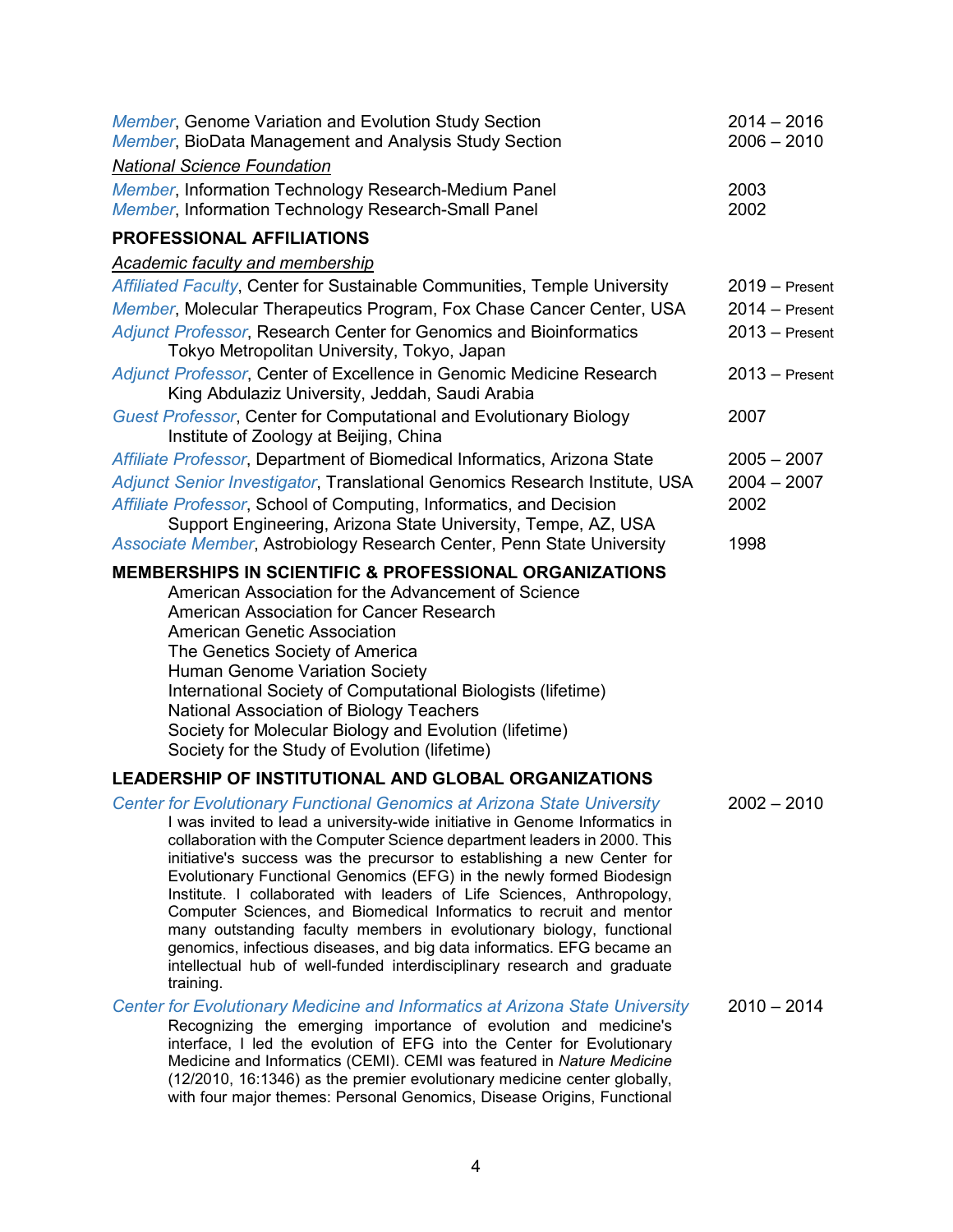*Member*, Genome Variation and Evolution Study Section 2014 – 2016
*Member*, BioData Management and Analysis Study Section 2006 – 2010

*National Science Foundation*

*Member*, Information Technology Research-Medium Panel 2003
*Member*, Information Technology Research-Small Panel 2002

## PROFESSIONAL AFFILIATIONS

*Academic faculty and membership*

*Affiliated Faculty*, Center for Sustainable Communities, Temple University 2019 – Present

*Member*, Molecular Therapeutics Program, Fox Chase Cancer Center, USA 2014 – Present

*Adjunct Professor*, Research Center for Genomics and Bioinformatics Tokyo Metropolitan University, Tokyo, Japan 2013 – Present

*Adjunct Professor*, Center of Excellence in Genomic Medicine Research King Abdulaziz University, Jeddah, Saudi Arabia 2013 – Present

*Guest Professor*, Center for Computational and Evolutionary Biology Institute of Zoology at Beijing, China 2007

*Affiliate Professor*, Department of Biomedical Informatics, Arizona State 2005 – 2007

*Adjunct Senior Investigator*, Translational Genomics Research Institute, USA 2004 – 2007

*Affiliate Professor*, School of Computing, Informatics, and Decision Support Engineering, Arizona State University, Tempe, AZ, USA 2002

*Associate Member*, Astrobiology Research Center, Penn State University 1998

## MEMBERSHIPS IN SCIENTIFIC & PROFESSIONAL ORGANIZATIONS

American Association for the Advancement of Science
American Association for Cancer Research
American Genetic Association
The Genetics Society of America
Human Genome Variation Society
International Society of Computational Biologists (lifetime)
National Association of Biology Teachers
Society for Molecular Biology and Evolution (lifetime)
Society for the Study of Evolution (lifetime)

## LEADERSHIP OF INSTITUTIONAL AND GLOBAL ORGANIZATIONS

*Center for Evolutionary Functional Genomics at Arizona State University* 2002 – 2010

I was invited to lead a university-wide initiative in Genome Informatics in collaboration with the Computer Science department leaders in 2000. This initiative's success was the precursor to establishing a new Center for Evolutionary Functional Genomics (EFG) in the newly formed Biodesign Institute. I collaborated with leaders of Life Sciences, Anthropology, Computer Sciences, and Biomedical Informatics to recruit and mentor many outstanding faculty members in evolutionary biology, functional genomics, infectious diseases, and big data informatics. EFG became an intellectual hub of well-funded interdisciplinary research and graduate training.

*Center for Evolutionary Medicine and Informatics at Arizona State University* 2010 – 2014

Recognizing the emerging importance of evolution and medicine's interface, I led the evolution of EFG into the Center for Evolutionary Medicine and Informatics (CEMI). CEMI was featured in *Nature Medicine* (12/2010, 16:1346) as the premier evolutionary medicine center globally, with four major themes: Personal Genomics, Disease Origins, Functional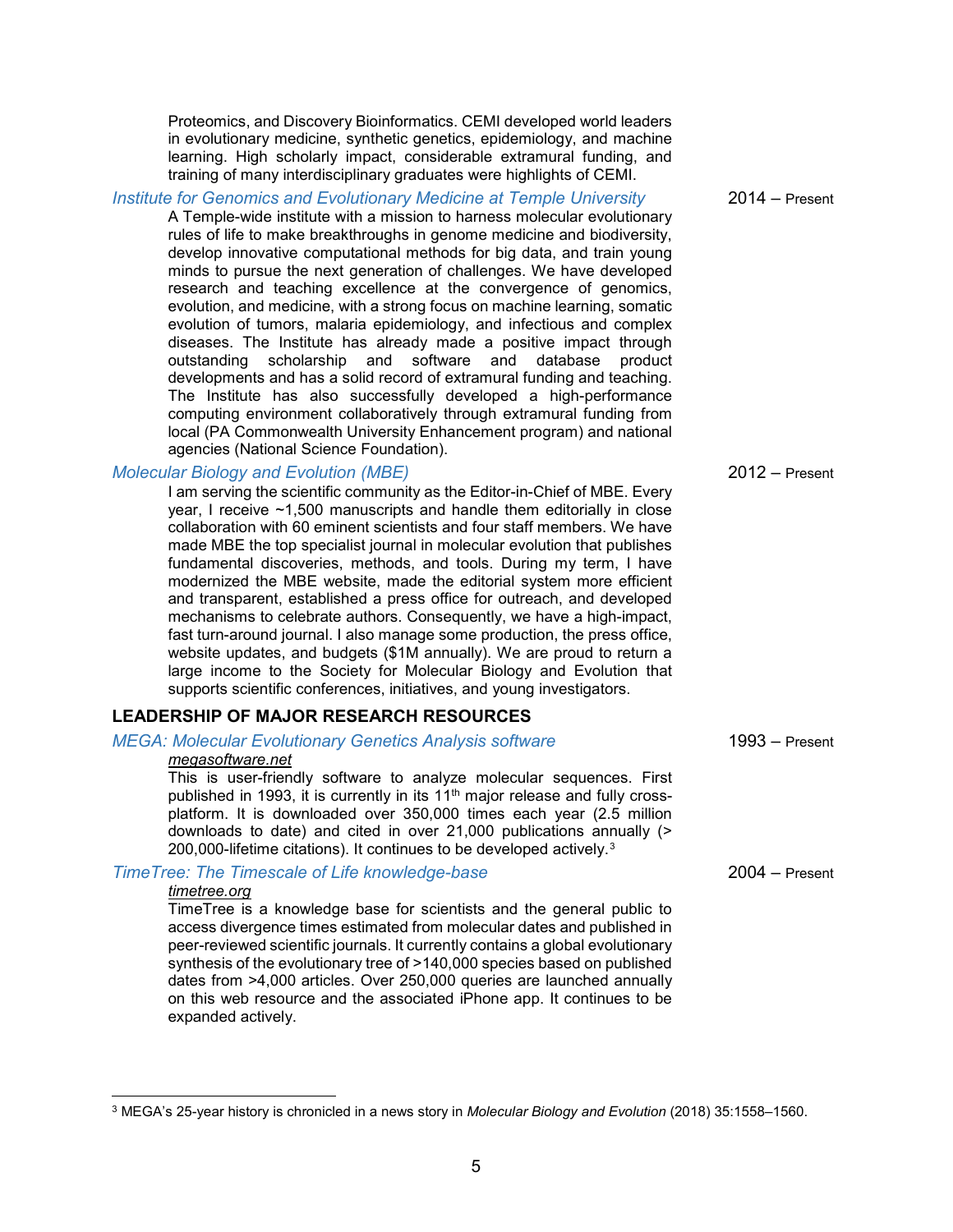Proteomics, and Discovery Bioinformatics. CEMI developed world leaders in evolutionary medicine, synthetic genetics, epidemiology, and machine learning. High scholarly impact, considerable extramural funding, and training of many interdisciplinary graduates were highlights of CEMI.

*Institute for Genomics and Evolutionary Medicine at Temple University* — 2014 – Present

A Temple-wide institute with a mission to harness molecular evolutionary rules of life to make breakthroughs in genome medicine and biodiversity, develop innovative computational methods for big data, and train young minds to pursue the next generation of challenges. We have developed research and teaching excellence at the convergence of genomics, evolution, and medicine, with a strong focus on machine learning, somatic evolution of tumors, malaria epidemiology, and infectious and complex diseases. The Institute has already made a positive impact through outstanding scholarship and software and database product developments and has a solid record of extramural funding and teaching. The Institute has also successfully developed a high-performance computing environment collaboratively through extramural funding from local (PA Commonwealth University Enhancement program) and national agencies (National Science Foundation).

*Molecular Biology and Evolution (MBE)* — 2012 – Present

I am serving the scientific community as the Editor-in-Chief of MBE. Every year, I receive ~1,500 manuscripts and handle them editorially in close collaboration with 60 eminent scientists and four staff members. We have made MBE the top specialist journal in molecular evolution that publishes fundamental discoveries, methods, and tools. During my term, I have modernized the MBE website, made the editorial system more efficient and transparent, established a press office for outreach, and developed mechanisms to celebrate authors. Consequently, we have a high-impact, fast turn-around journal. I also manage some production, the press office, website updates, and budgets ($1M annually). We are proud to return a large income to the Society for Molecular Biology and Evolution that supports scientific conferences, initiatives, and young investigators.

## LEADERSHIP OF MAJOR RESEARCH RESOURCES

*MEGA: Molecular Evolutionary Genetics Analysis software* — 1993 – Present

*megasoftware.net*

This is user-friendly software to analyze molecular sequences. First published in 1993, it is currently in its 11th major release and fully cross-platform. It is downloaded over 350,000 times each year (2.5 million downloads to date) and cited in over 21,000 publications annually (> 200,000-lifetime citations). It continues to be developed actively.[3]

*TimeTree: The Timescale of Life knowledge-base* — 2004 – Present

*timetree.org*

TimeTree is a knowledge base for scientists and the general public to access divergence times estimated from molecular dates and published in peer-reviewed scientific journals. It currently contains a global evolutionary synthesis of the evolutionary tree of >140,000 species based on published dates from >4,000 articles. Over 250,000 queries are launched annually on this web resource and the associated iPhone app. It continues to be expanded actively.

---

[3] MEGA's 25-year history is chronicled in a news story in *Molecular Biology and Evolution* (2018) 35:1558–1560.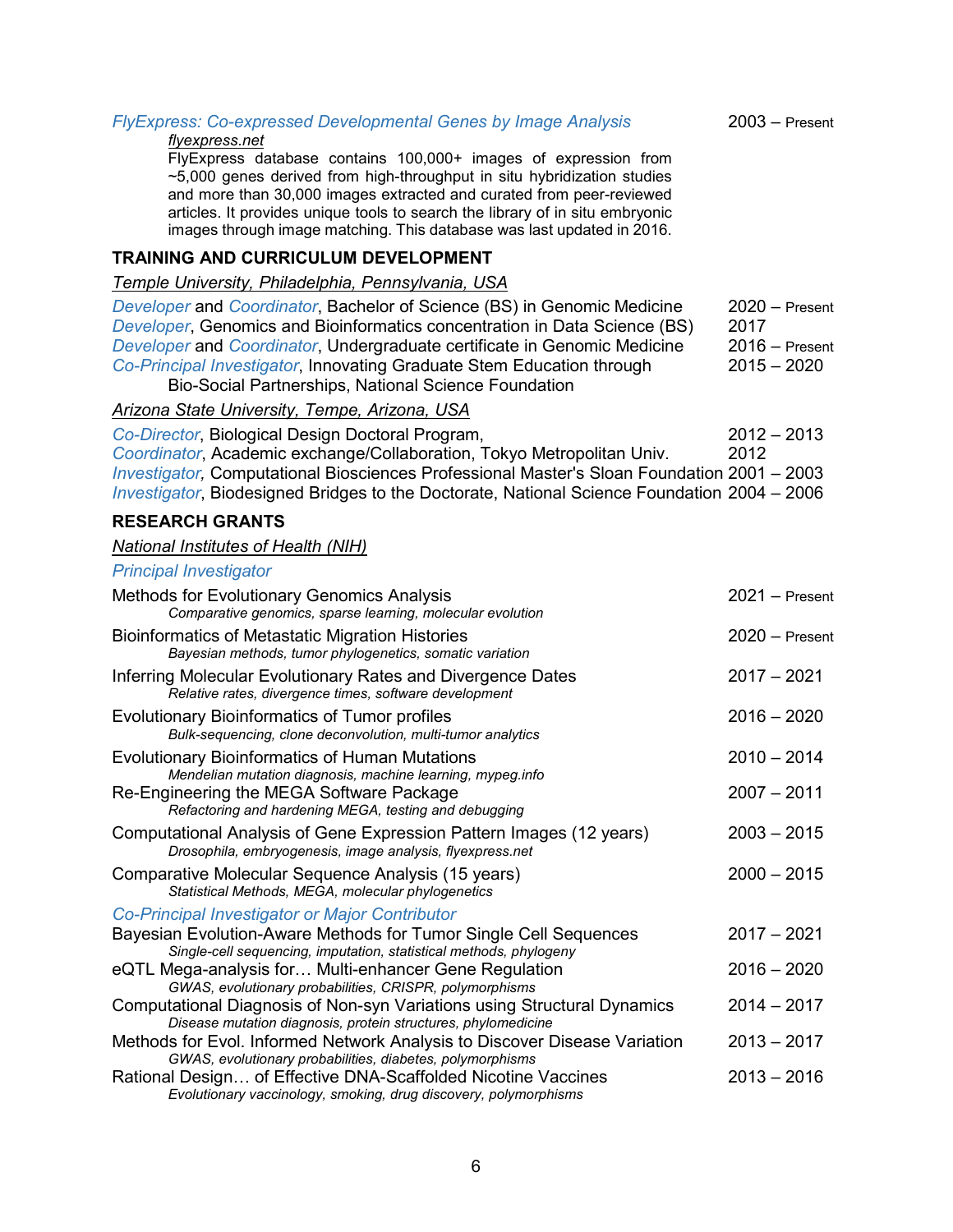*FlyExpress: Co-expressed Developmental Genes by Image Analysis* 2003 – Present

*flyexpress.net*

FlyExpress database contains 100,000+ images of expression from ~5,000 genes derived from high-throughput in situ hybridization studies and more than 30,000 images extracted and curated from peer-reviewed articles. It provides unique tools to search the library of in situ embryonic images through image matching. This database was last updated in 2016.

## TRAINING AND CURRICULUM DEVELOPMENT

*Temple University, Philadelphia, Pennsylvania, USA*

*Developer* and *Coordinator*, Bachelor of Science (BS) in Genomic Medicine 2020 – Present
*Developer*, Genomics and Bioinformatics concentration in Data Science (BS) 2017
*Developer* and *Coordinator*, Undergraduate certificate in Genomic Medicine 2016 – Present
*Co-Principal Investigator*, Innovating Graduate Stem Education through Bio-Social Partnerships, National Science Foundation 2015 – 2020

*Arizona State University, Tempe, Arizona, USA*

*Co-Director*, Biological Design Doctoral Program, 2012 – 2013
*Coordinator*, Academic exchange/Collaboration, Tokyo Metropolitan Univ. 2012
*Investigator,* Computational Biosciences Professional Master's Sloan Foundation 2001 – 2003
*Investigator*, Biodesigned Bridges to the Doctorate, National Science Foundation 2004 – 2006

## RESEARCH GRANTS

*National Institutes of Health (NIH)*

*Principal Investigator*

Methods for Evolutionary Genomics Analysis 2021 – Present
*Comparative genomics, sparse learning, molecular evolution*

Bioinformatics of Metastatic Migration Histories 2020 – Present
*Bayesian methods, tumor phylogenetics, somatic variation*

Inferring Molecular Evolutionary Rates and Divergence Dates 2017 – 2021
*Relative rates, divergence times, software development*

Evolutionary Bioinformatics of Tumor profiles 2016 – 2020
*Bulk-sequencing, clone deconvolution, multi-tumor analytics*

Evolutionary Bioinformatics of Human Mutations 2010 – 2014
*Mendelian mutation diagnosis, machine learning, mypeg.info*

Re-Engineering the MEGA Software Package 2007 – 2011
*Refactoring and hardening MEGA, testing and debugging*

Computational Analysis of Gene Expression Pattern Images (12 years) 2003 – 2015
*Drosophila, embryogenesis, image analysis, flyexpress.net*

Comparative Molecular Sequence Analysis (15 years) 2000 – 2015
*Statistical Methods, MEGA, molecular phylogenetics*

*Co-Principal Investigator or Major Contributor*

Bayesian Evolution-Aware Methods for Tumor Single Cell Sequences 2017 – 2021
*Single-cell sequencing, imputation, statistical methods, phylogeny*

eQTL Mega-analysis for… Multi-enhancer Gene Regulation 2016 – 2020
*GWAS, evolutionary probabilities, CRISPR, polymorphisms*

Computational Diagnosis of Non-syn Variations using Structural Dynamics 2014 – 2017
*Disease mutation diagnosis, protein structures, phylomedicine*

Methods for Evol. Informed Network Analysis to Discover Disease Variation 2013 – 2017
*GWAS, evolutionary probabilities, diabetes, polymorphisms*

Rational Design… of Effective DNA-Scaffolded Nicotine Vaccines 2013 – 2016
*Evolutionary vaccinology, smoking, drug discovery, polymorphisms*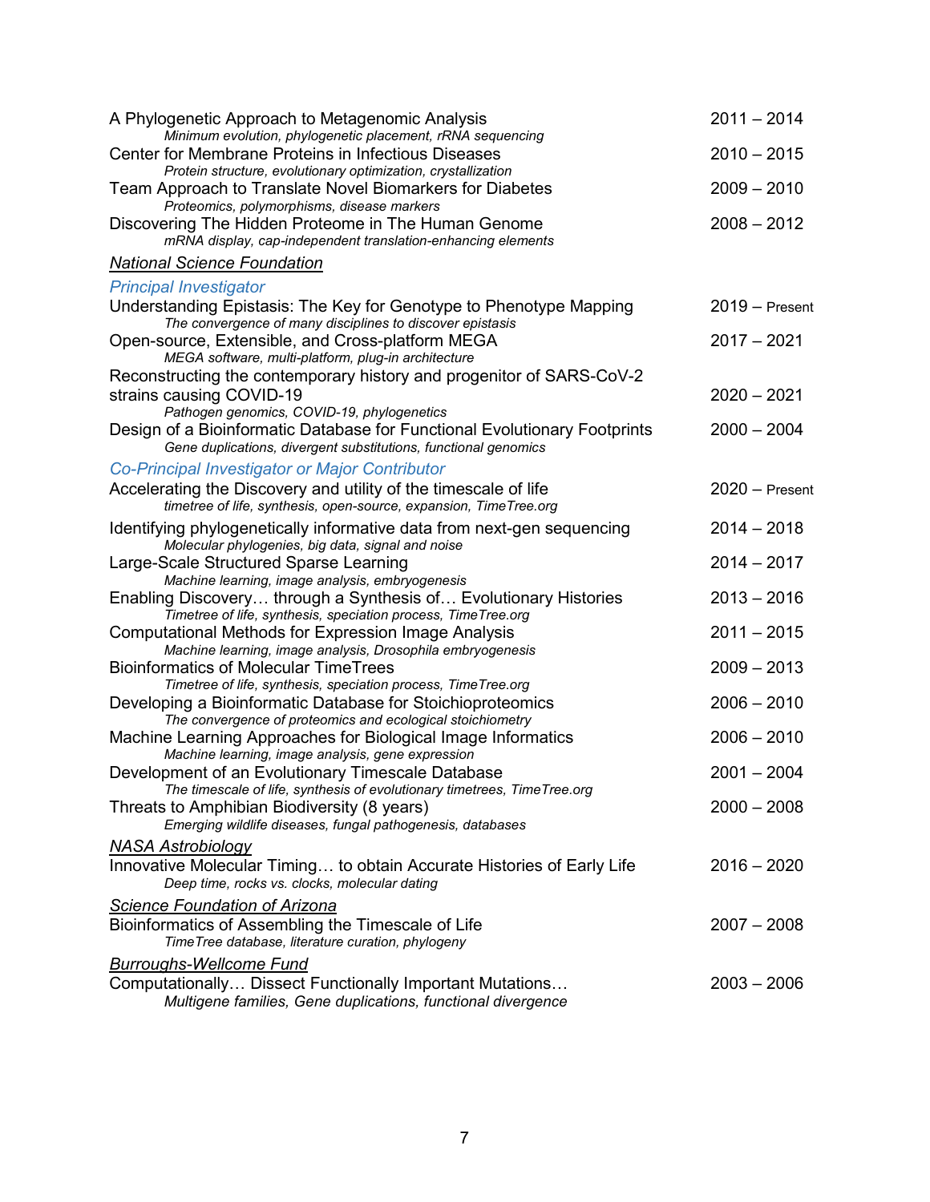A Phylogenetic Approach to Metagenomic Analysis — 2011 – 2014
*Minimum evolution, phylogenetic placement, rRNA sequencing*

Center for Membrane Proteins in Infectious Diseases — 2010 – 2015
*Protein structure, evolutionary optimization, crystallization*

Team Approach to Translate Novel Biomarkers for Diabetes — 2009 – 2010
*Proteomics, polymorphisms, disease markers*

Discovering The Hidden Proteome in The Human Genome — 2008 – 2012
*mRNA display, cap-independent translation-enhancing elements*

## *National Science Foundation*

### *Principal Investigator*

Understanding Epistasis: The Key for Genotype to Phenotype Mapping — 2019 – Present
*The convergence of many disciplines to discover epistasis*

Open-source, Extensible, and Cross-platform MEGA — 2017 – 2021
*MEGA software, multi-platform, plug-in architecture*

Reconstructing the contemporary history and progenitor of SARS-CoV-2 strains causing COVID-19 — 2020 – 2021
*Pathogen genomics, COVID-19, phylogenetics*

Design of a Bioinformatic Database for Functional Evolutionary Footprints — 2000 – 2004
*Gene duplications, divergent substitutions, functional genomics*

### *Co-Principal Investigator or Major Contributor*

Accelerating the Discovery and utility of the timescale of life — 2020 – Present
*timetree of life, synthesis, open-source, expansion, TimeTree.org*

Identifying phylogenetically informative data from next-gen sequencing — 2014 – 2018
*Molecular phylogenies, big data, signal and noise*

Large-Scale Structured Sparse Learning — 2014 – 2017
*Machine learning, image analysis, embryogenesis*

Enabling Discovery… through a Synthesis of… Evolutionary Histories — 2013 – 2016
*Timetree of life, synthesis, speciation process, TimeTree.org*

Computational Methods for Expression Image Analysis — 2011 – 2015
*Machine learning, image analysis, Drosophila embryogenesis*

Bioinformatics of Molecular TimeTrees — 2009 – 2013
*Timetree of life, synthesis, speciation process, TimeTree.org*

Developing a Bioinformatic Database for Stoichioproteomics — 2006 – 2010
*The convergence of proteomics and ecological stoichiometry*

Machine Learning Approaches for Biological Image Informatics — 2006 – 2010
*Machine learning, image analysis, gene expression*

Development of an Evolutionary Timescale Database — 2001 – 2004
*The timescale of life, synthesis of evolutionary timetrees, TimeTree.org*

Threats to Amphibian Biodiversity (8 years) — 2000 – 2008
*Emerging wildlife diseases, fungal pathogenesis, databases*

## *NASA Astrobiology*

Innovative Molecular Timing… to obtain Accurate Histories of Early Life — 2016 – 2020
*Deep time, rocks vs. clocks, molecular dating*

## *Science Foundation of Arizona*

Bioinformatics of Assembling the Timescale of Life — 2007 – 2008
*TimeTree database, literature curation, phylogeny*

## *Burroughs-Wellcome Fund*

Computationally… Dissect Functionally Important Mutations… — 2003 – 2006
*Multigene families, Gene duplications, functional divergence*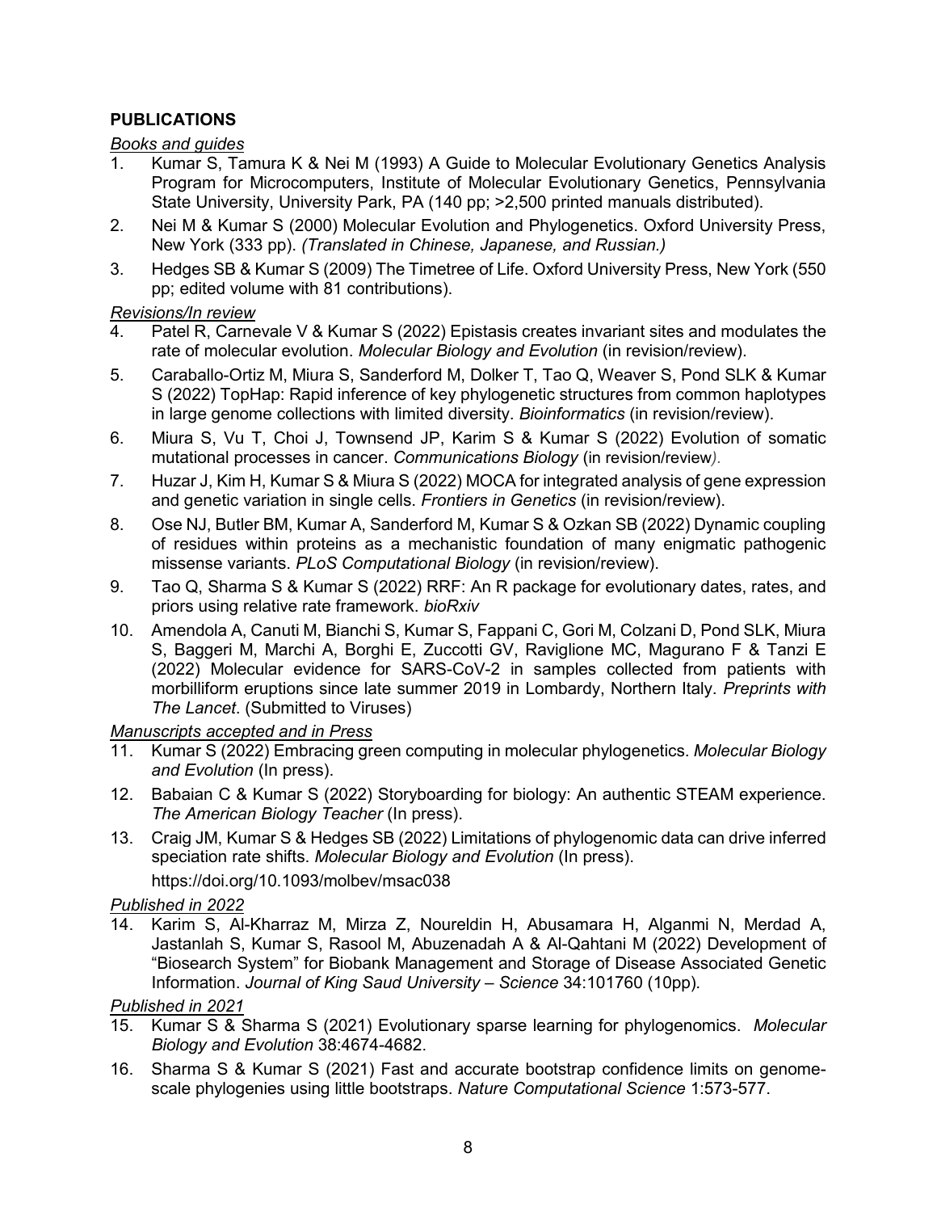**PUBLICATIONS**

*Books and guides*

1. Kumar S, Tamura K & Nei M (1993) A Guide to Molecular Evolutionary Genetics Analysis Program for Microcomputers, Institute of Molecular Evolutionary Genetics, Pennsylvania State University, University Park, PA (140 pp; >2,500 printed manuals distributed).
2. Nei M & Kumar S (2000) Molecular Evolution and Phylogenetics. Oxford University Press, New York (333 pp). *(Translated in Chinese, Japanese, and Russian.)*
3. Hedges SB & Kumar S (2009) The Timetree of Life. Oxford University Press, New York (550 pp; edited volume with 81 contributions).

*Revisions/In review*

4. Patel R, Carnevale V & Kumar S (2022) Epistasis creates invariant sites and modulates the rate of molecular evolution. *Molecular Biology and Evolution* (in revision/review).
5. Caraballo-Ortiz M, Miura S, Sanderford M, Dolker T, Tao Q, Weaver S, Pond SLK & Kumar S (2022) TopHap: Rapid inference of key phylogenetic structures from common haplotypes in large genome collections with limited diversity. *Bioinformatics* (in revision/review).
6. Miura S, Vu T, Choi J, Townsend JP, Karim S & Kumar S (2022) Evolution of somatic mutational processes in cancer. *Communications Biology* (in revision/review*).*
7. Huzar J, Kim H, Kumar S & Miura S (2022) MOCA for integrated analysis of gene expression and genetic variation in single cells. *Frontiers in Genetics* (in revision/review).
8. Ose NJ, Butler BM, Kumar A, Sanderford M, Kumar S & Ozkan SB (2022) Dynamic coupling of residues within proteins as a mechanistic foundation of many enigmatic pathogenic missense variants. *PLoS Computational Biology* (in revision/review).
9. Tao Q, Sharma S & Kumar S (2022) RRF: An R package for evolutionary dates, rates, and priors using relative rate framework. *bioRxiv*
10. Amendola A, Canuti M, Bianchi S, Kumar S, Fappani C, Gori M, Colzani D, Pond SLK, Miura S, Baggeri M, Marchi A, Borghi E, Zuccotti GV, Raviglione MC, Magurano F & Tanzi E (2022) Molecular evidence for SARS-CoV-2 in samples collected from patients with morbilliform eruptions since late summer 2019 in Lombardy, Northern Italy. *Preprints with The Lancet*. (Submitted to Viruses)

*Manuscripts accepted and in Press*

11. Kumar S (2022) Embracing green computing in molecular phylogenetics. *Molecular Biology and Evolution* (In press).
12. Babaian C & Kumar S (2022) Storyboarding for biology: An authentic STEAM experience. *The American Biology Teacher* (In press).
13. Craig JM, Kumar S & Hedges SB (2022) Limitations of phylogenomic data can drive inferred speciation rate shifts. *Molecular Biology and Evolution* (In press). https://doi.org/10.1093/molbev/msac038

*Published in 2022*

14. Karim S, Al-Kharraz M, Mirza Z, Noureldin H, Abusamara H, Alganmi N, Merdad A, Jastanlah S, Kumar S, Rasool M, Abuzenadah A & Al-Qahtani M (2022) Development of "Biosearch System" for Biobank Management and Storage of Disease Associated Genetic Information. *Journal of King Saud University – Science* 34:101760 (10pp).

*Published in 2021*

15. Kumar S & Sharma S (2021) Evolutionary sparse learning for phylogenomics. *Molecular Biology and Evolution* 38:4674-4682.
16. Sharma S & Kumar S (2021) Fast and accurate bootstrap confidence limits on genome-scale phylogenies using little bootstraps. *Nature Computational Science* 1:573-577.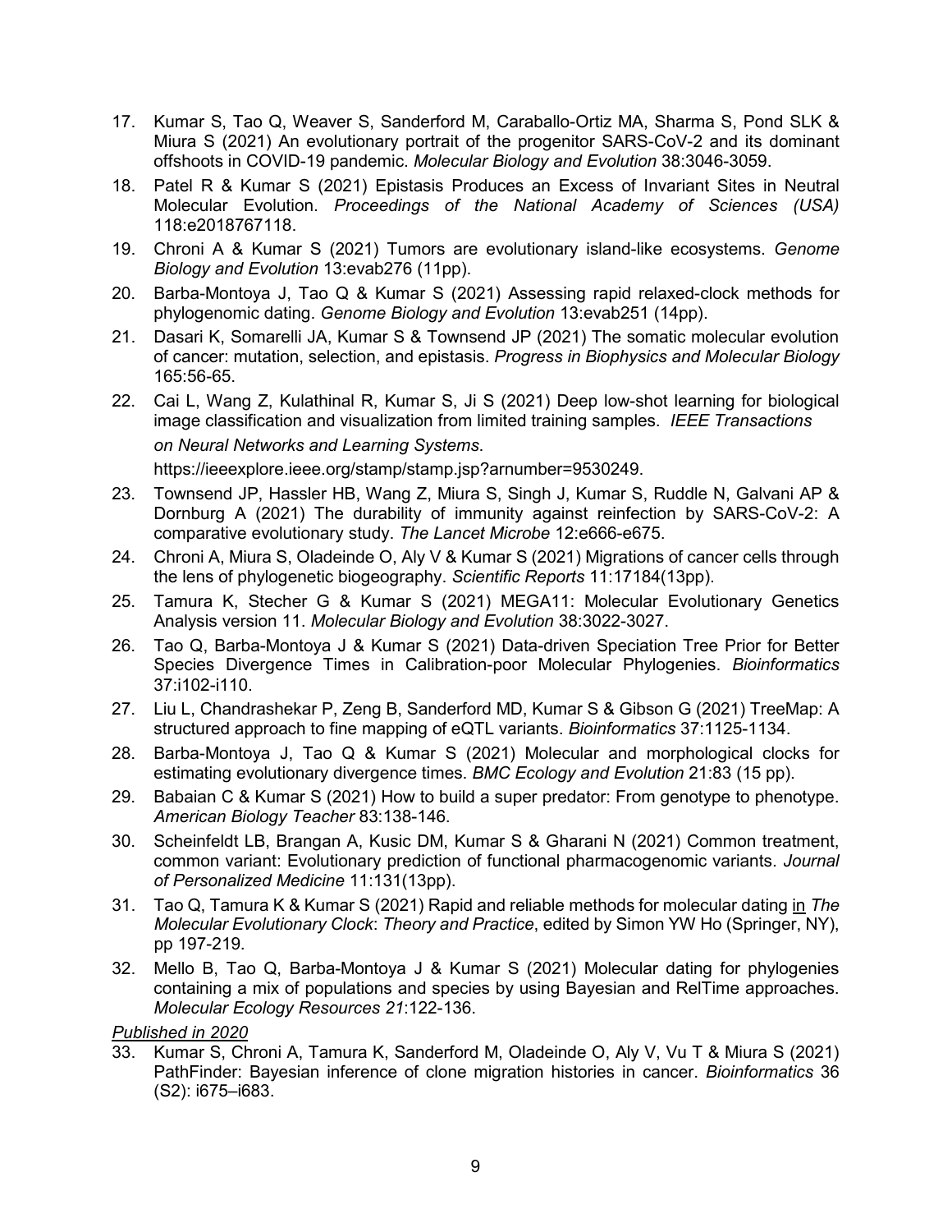17. Kumar S, Tao Q, Weaver S, Sanderford M, Caraballo-Ortiz MA, Sharma S, Pond SLK & Miura S (2021) An evolutionary portrait of the progenitor SARS-CoV-2 and its dominant offshoots in COVID-19 pandemic. *Molecular Biology and Evolution* 38:3046-3059.
18. Patel R & Kumar S (2021) Epistasis Produces an Excess of Invariant Sites in Neutral Molecular Evolution. *Proceedings of the National Academy of Sciences (USA)* 118:e2018767118.
19. Chroni A & Kumar S (2021) Tumors are evolutionary island-like ecosystems. *Genome Biology and Evolution* 13:evab276 (11pp).
20. Barba-Montoya J, Tao Q & Kumar S (2021) Assessing rapid relaxed-clock methods for phylogenomic dating. *Genome Biology and Evolution* 13:evab251 (14pp).
21. Dasari K, Somarelli JA, Kumar S & Townsend JP (2021) The somatic molecular evolution of cancer: mutation, selection, and epistasis. *Progress in Biophysics and Molecular Biology* 165:56-65.
22. Cai L, Wang Z, Kulathinal R, Kumar S, Ji S (2021) Deep low-shot learning for biological image classification and visualization from limited training samples. *IEEE Transactions on Neural Networks and Learning Systems*. https://ieeexplore.ieee.org/stamp/stamp.jsp?arnumber=9530249.
23. Townsend JP, Hassler HB, Wang Z, Miura S, Singh J, Kumar S, Ruddle N, Galvani AP & Dornburg A (2021) The durability of immunity against reinfection by SARS-CoV-2: A comparative evolutionary study. *The Lancet Microbe* 12:e666-e675.
24. Chroni A, Miura S, Oladeinde O, Aly V & Kumar S (2021) Migrations of cancer cells through the lens of phylogenetic biogeography. *Scientific Reports* 11:17184(13pp).
25. Tamura K, Stecher G & Kumar S (2021) MEGA11: Molecular Evolutionary Genetics Analysis version 11. *Molecular Biology and Evolution* 38:3022-3027.
26. Tao Q, Barba-Montoya J & Kumar S (2021) Data-driven Speciation Tree Prior for Better Species Divergence Times in Calibration-poor Molecular Phylogenies. *Bioinformatics* 37:i102-i110.
27. Liu L, Chandrashekar P, Zeng B, Sanderford MD, Kumar S & Gibson G (2021) TreeMap: A structured approach to fine mapping of eQTL variants. *Bioinformatics* 37:1125-1134.
28. Barba-Montoya J, Tao Q & Kumar S (2021) Molecular and morphological clocks for estimating evolutionary divergence times. *BMC Ecology and Evolution* 21:83 (15 pp).
29. Babaian C & Kumar S (2021) How to build a super predator: From genotype to phenotype. *American Biology Teacher* 83:138-146.
30. Scheinfeldt LB, Brangan A, Kusic DM, Kumar S & Gharani N (2021) Common treatment, common variant: Evolutionary prediction of functional pharmacogenomic variants. *Journal of Personalized Medicine* 11:131(13pp).
31. Tao Q, Tamura K & Kumar S (2021) Rapid and reliable methods for molecular dating in *The Molecular Evolutionary Clock*: *Theory and Practice*, edited by Simon YW Ho (Springer, NY), pp 197-219.
32. Mello B, Tao Q, Barba-Montoya J & Kumar S (2021) Molecular dating for phylogenies containing a mix of populations and species by using Bayesian and RelTime approaches. *Molecular Ecology Resources 21*:122-136.

*Published in 2020*

33. Kumar S, Chroni A, Tamura K, Sanderford M, Oladeinde O, Aly V, Vu T & Miura S (2021) PathFinder: Bayesian inference of clone migration histories in cancer. *Bioinformatics* 36 (S2): i675–i683.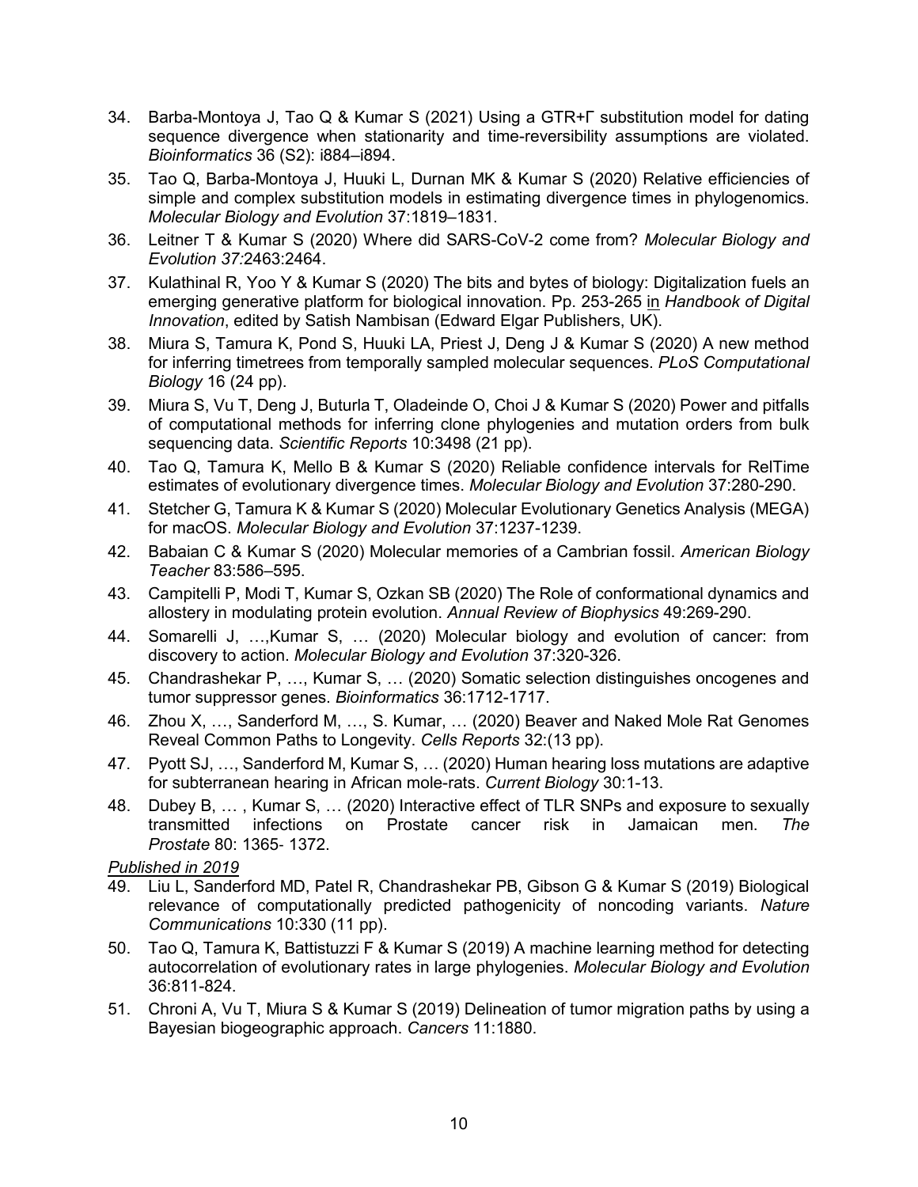34. Barba-Montoya J, Tao Q & Kumar S (2021) Using a GTR+Γ substitution model for dating sequence divergence when stationarity and time-reversibility assumptions are violated. *Bioinformatics* 36 (S2): i884–i894.
35. Tao Q, Barba-Montoya J, Huuki L, Durnan MK & Kumar S (2020) Relative efficiencies of simple and complex substitution models in estimating divergence times in phylogenomics. *Molecular Biology and Evolution* 37:1819–1831.
36. Leitner T & Kumar S (2020) Where did SARS-CoV-2 come from? *Molecular Biology and Evolution 37:*2463:2464.
37. Kulathinal R, Yoo Y & Kumar S (2020) The bits and bytes of biology: Digitalization fuels an emerging generative platform for biological innovation. Pp. 253-265 in *Handbook of Digital Innovation*, edited by Satish Nambisan (Edward Elgar Publishers, UK).
38. Miura S, Tamura K, Pond S, Huuki LA, Priest J, Deng J & Kumar S (2020) A new method for inferring timetrees from temporally sampled molecular sequences. *PLoS Computational Biology* 16 (24 pp).
39. Miura S, Vu T, Deng J, Buturla T, Oladeinde O, Choi J & Kumar S (2020) Power and pitfalls of computational methods for inferring clone phylogenies and mutation orders from bulk sequencing data. *Scientific Reports* 10:3498 (21 pp).
40. Tao Q, Tamura K, Mello B & Kumar S (2020) Reliable confidence intervals for RelTime estimates of evolutionary divergence times. *Molecular Biology and Evolution* 37:280-290.
41. Stetcher G, Tamura K & Kumar S (2020) Molecular Evolutionary Genetics Analysis (MEGA) for macOS. *Molecular Biology and Evolution* 37:1237-1239.
42. Babaian C & Kumar S (2020) Molecular memories of a Cambrian fossil. *American Biology Teacher* 83:586–595.
43. Campitelli P, Modi T, Kumar S, Ozkan SB (2020) The Role of conformational dynamics and allostery in modulating protein evolution. *Annual Review of Biophysics* 49:269-290.
44. Somarelli J, …,Kumar S, … (2020) Molecular biology and evolution of cancer: from discovery to action. *Molecular Biology and Evolution* 37:320-326.
45. Chandrashekar P, …, Kumar S, … (2020) Somatic selection distinguishes oncogenes and tumor suppressor genes. *Bioinformatics* 36:1712-1717.
46. Zhou X, …, Sanderford M, …, S. Kumar, … (2020) Beaver and Naked Mole Rat Genomes Reveal Common Paths to Longevity. *Cells Reports* 32:(13 pp).
47. Pyott SJ, …, Sanderford M, Kumar S, … (2020) Human hearing loss mutations are adaptive for subterranean hearing in African mole-rats. *Current Biology* 30:1-13.
48. Dubey B, … , Kumar S, … (2020) Interactive effect of TLR SNPs and exposure to sexually transmitted infections on Prostate cancer risk in Jamaican men. *The Prostate* 80: 1365- 1372.

*Published in 2019*

49. Liu L, Sanderford MD, Patel R, Chandrashekar PB, Gibson G & Kumar S (2019) Biological relevance of computationally predicted pathogenicity of noncoding variants. *Nature Communications* 10:330 (11 pp).
50. Tao Q, Tamura K, Battistuzzi F & Kumar S (2019) A machine learning method for detecting autocorrelation of evolutionary rates in large phylogenies. *Molecular Biology and Evolution* 36:811-824.
51. Chroni A, Vu T, Miura S & Kumar S (2019) Delineation of tumor migration paths by using a Bayesian biogeographic approach. *Cancers* 11:1880.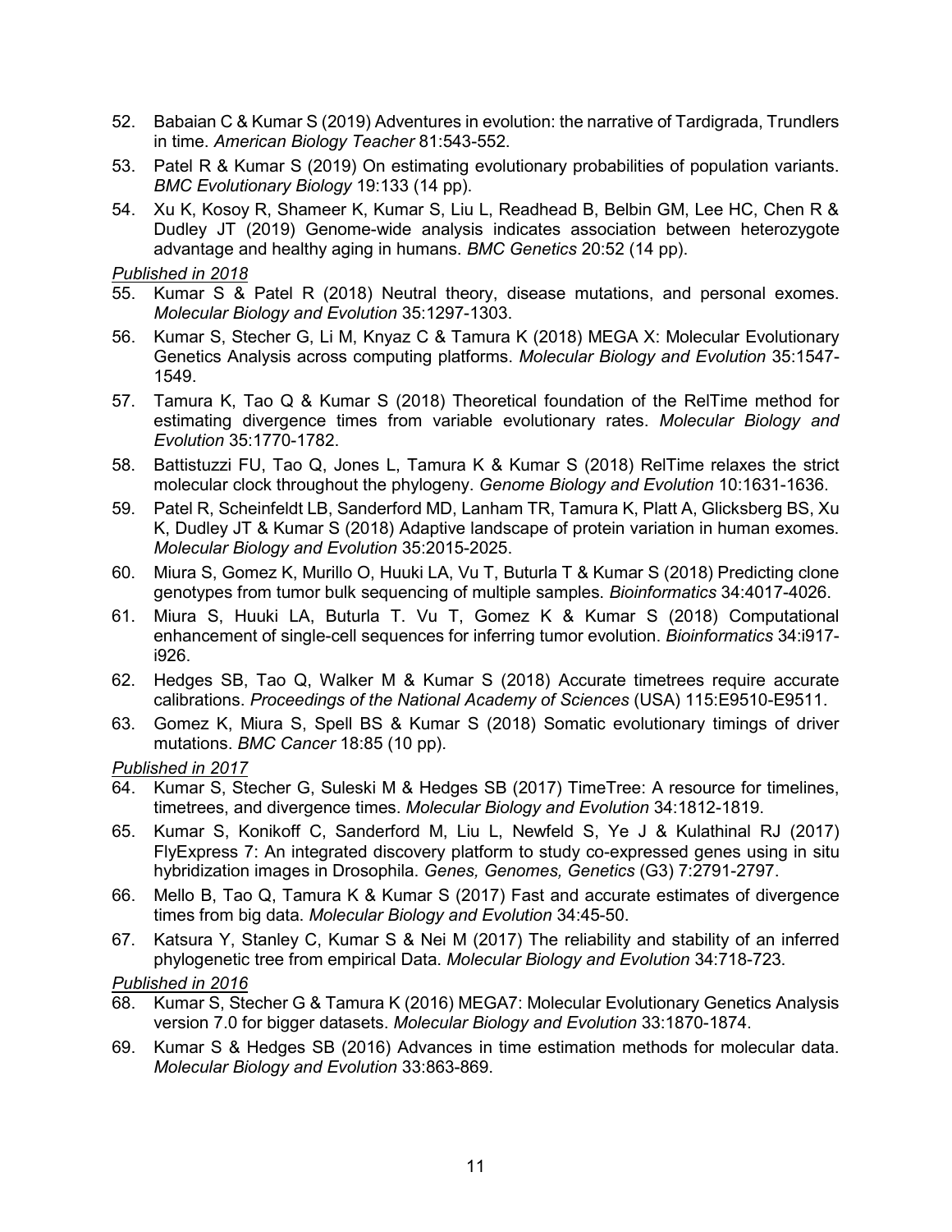52. Babaian C & Kumar S (2019) Adventures in evolution: the narrative of Tardigrada, Trundlers in time. *American Biology Teacher* 81:543-552.
53. Patel R & Kumar S (2019) On estimating evolutionary probabilities of population variants. *BMC Evolutionary Biology* 19:133 (14 pp).
54. Xu K, Kosoy R, Shameer K, Kumar S, Liu L, Readhead B, Belbin GM, Lee HC, Chen R & Dudley JT (2019) Genome-wide analysis indicates association between heterozygote advantage and healthy aging in humans. *BMC Genetics* 20:52 (14 pp).

*Published in 2018*

55. Kumar S & Patel R (2018) Neutral theory, disease mutations, and personal exomes. *Molecular Biology and Evolution* 35:1297-1303.
56. Kumar S, Stecher G, Li M, Knyaz C & Tamura K (2018) MEGA X: Molecular Evolutionary Genetics Analysis across computing platforms. *Molecular Biology and Evolution* 35:1547-1549.
57. Tamura K, Tao Q & Kumar S (2018) Theoretical foundation of the RelTime method for estimating divergence times from variable evolutionary rates. *Molecular Biology and Evolution* 35:1770-1782.
58. Battistuzzi FU, Tao Q, Jones L, Tamura K & Kumar S (2018) RelTime relaxes the strict molecular clock throughout the phylogeny. *Genome Biology and Evolution* 10:1631-1636.
59. Patel R, Scheinfeldt LB, Sanderford MD, Lanham TR, Tamura K, Platt A, Glicksberg BS, Xu K, Dudley JT & Kumar S (2018) Adaptive landscape of protein variation in human exomes. *Molecular Biology and Evolution* 35:2015-2025.
60. Miura S, Gomez K, Murillo O, Huuki LA, Vu T, Buturla T & Kumar S (2018) Predicting clone genotypes from tumor bulk sequencing of multiple samples. *Bioinformatics* 34:4017-4026.
61. Miura S, Huuki LA, Buturla T. Vu T, Gomez K & Kumar S (2018) Computational enhancement of single-cell sequences for inferring tumor evolution. *Bioinformatics* 34:i917-i926.
62. Hedges SB, Tao Q, Walker M & Kumar S (2018) Accurate timetrees require accurate calibrations. *Proceedings of the National Academy of Sciences* (USA) 115:E9510-E9511.
63. Gomez K, Miura S, Spell BS & Kumar S (2018) Somatic evolutionary timings of driver mutations. *BMC Cancer* 18:85 (10 pp).

*Published in 2017*

64. Kumar S, Stecher G, Suleski M & Hedges SB (2017) TimeTree: A resource for timelines, timetrees, and divergence times. *Molecular Biology and Evolution* 34:1812-1819.
65. Kumar S, Konikoff C, Sanderford M, Liu L, Newfeld S, Ye J & Kulathinal RJ (2017) FlyExpress 7: An integrated discovery platform to study co-expressed genes using in situ hybridization images in Drosophila. *Genes, Genomes, Genetics* (G3) 7:2791-2797.
66. Mello B, Tao Q, Tamura K & Kumar S (2017) Fast and accurate estimates of divergence times from big data. *Molecular Biology and Evolution* 34:45-50.
67. Katsura Y, Stanley C, Kumar S & Nei M (2017) The reliability and stability of an inferred phylogenetic tree from empirical Data. *Molecular Biology and Evolution* 34:718-723.

*Published in 2016*

68. Kumar S, Stecher G & Tamura K (2016) MEGA7: Molecular Evolutionary Genetics Analysis version 7.0 for bigger datasets. *Molecular Biology and Evolution* 33:1870-1874.
69. Kumar S & Hedges SB (2016) Advances in time estimation methods for molecular data. *Molecular Biology and Evolution* 33:863-869.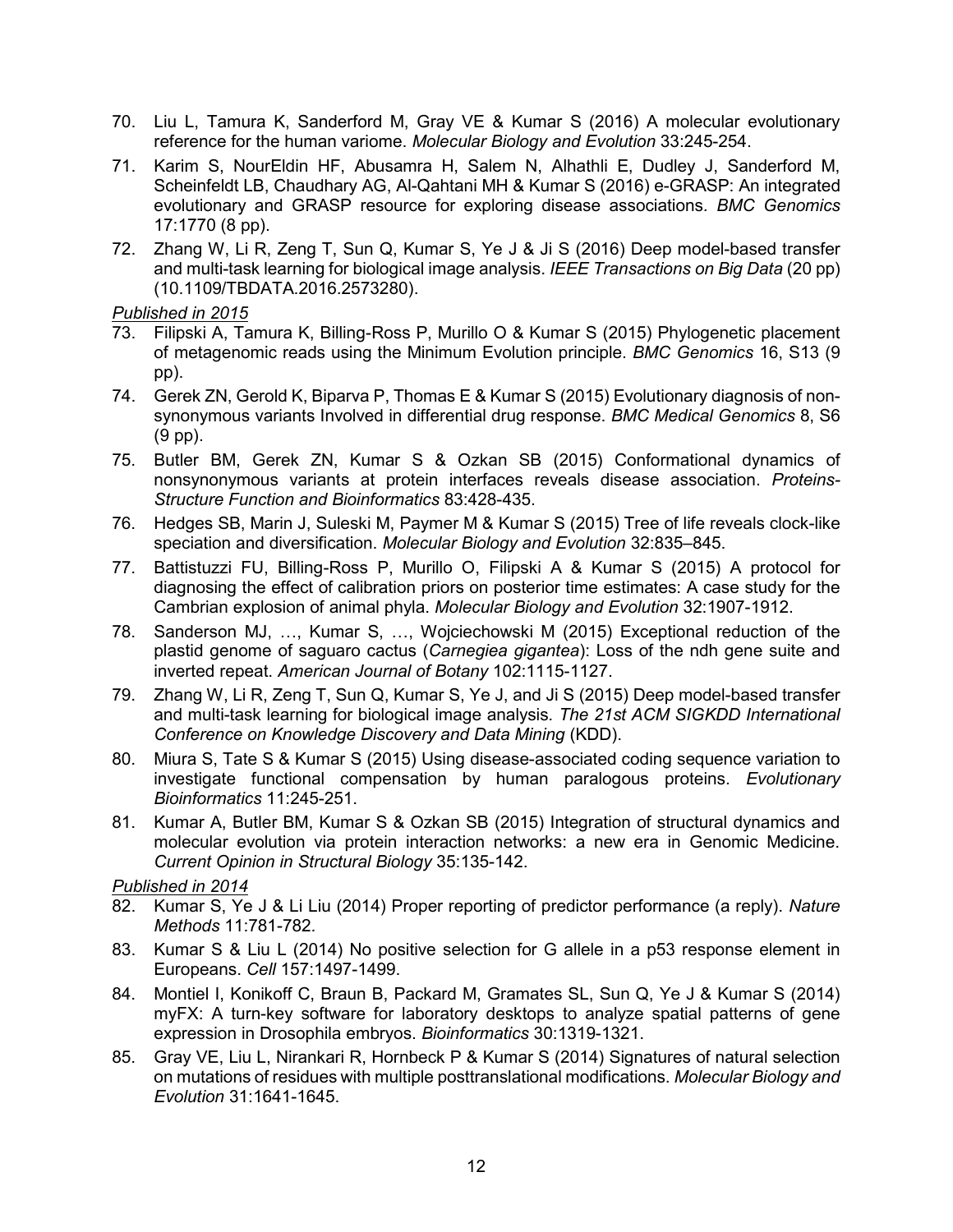70. Liu L, Tamura K, Sanderford M, Gray VE & Kumar S (2016) A molecular evolutionary reference for the human variome. *Molecular Biology and Evolution* 33:245-254.
71. Karim S, NourEldin HF, Abusamra H, Salem N, Alhathli E, Dudley J, Sanderford M, Scheinfeldt LB, Chaudhary AG, Al-Qahtani MH & Kumar S (2016) e-GRASP: An integrated evolutionary and GRASP resource for exploring disease associations. *BMC Genomics* 17:1770 (8 pp).
72. Zhang W, Li R, Zeng T, Sun Q, Kumar S, Ye J & Ji S (2016) Deep model-based transfer and multi-task learning for biological image analysis. *IEEE Transactions on Big Data* (20 pp) (10.1109/TBDATA.2016.2573280).

*Published in 2015*

73. Filipski A, Tamura K, Billing-Ross P, Murillo O & Kumar S (2015) Phylogenetic placement of metagenomic reads using the Minimum Evolution principle. *BMC Genomics* 16, S13 (9 pp).
74. Gerek ZN, Gerold K, Biparva P, Thomas E & Kumar S (2015) Evolutionary diagnosis of non-synonymous variants Involved in differential drug response. *BMC Medical Genomics* 8, S6 (9 pp).
75. Butler BM, Gerek ZN, Kumar S & Ozkan SB (2015) Conformational dynamics of nonsynonymous variants at protein interfaces reveals disease association. *Proteins-Structure Function and Bioinformatics* 83:428-435.
76. Hedges SB, Marin J, Suleski M, Paymer M & Kumar S (2015) Tree of life reveals clock-like speciation and diversification. *Molecular Biology and Evolution* 32:835–845.
77. Battistuzzi FU, Billing-Ross P, Murillo O, Filipski A & Kumar S (2015) A protocol for diagnosing the effect of calibration priors on posterior time estimates: A case study for the Cambrian explosion of animal phyla. *Molecular Biology and Evolution* 32:1907-1912.
78. Sanderson MJ, …, Kumar S, …, Wojciechowski M (2015) Exceptional reduction of the plastid genome of saguaro cactus (*Carnegiea gigantea*): Loss of the ndh gene suite and inverted repeat. *American Journal of Botany* 102:1115-1127.
79. Zhang W, Li R, Zeng T, Sun Q, Kumar S, Ye J, and Ji S (2015) Deep model-based transfer and multi-task learning for biological image analysis. *The 21st ACM SIGKDD International Conference on Knowledge Discovery and Data Mining* (KDD).
80. Miura S, Tate S & Kumar S (2015) Using disease-associated coding sequence variation to investigate functional compensation by human paralogous proteins. *Evolutionary Bioinformatics* 11:245-251.
81. Kumar A, Butler BM, Kumar S & Ozkan SB (2015) Integration of structural dynamics and molecular evolution via protein interaction networks: a new era in Genomic Medicine. *Current Opinion in Structural Biology* 35:135-142.

*Published in 2014*

82. Kumar S, Ye J & Li Liu (2014) Proper reporting of predictor performance (a reply). *Nature Methods* 11:781-782.
83. Kumar S & Liu L (2014) No positive selection for G allele in a p53 response element in Europeans. *Cell* 157:1497-1499.
84. Montiel I, Konikoff C, Braun B, Packard M, Gramates SL, Sun Q, Ye J & Kumar S (2014) myFX: A turn-key software for laboratory desktops to analyze spatial patterns of gene expression in Drosophila embryos. *Bioinformatics* 30:1319-1321.
85. Gray VE, Liu L, Nirankari R, Hornbeck P & Kumar S (2014) Signatures of natural selection on mutations of residues with multiple posttranslational modifications. *Molecular Biology and Evolution* 31:1641-1645.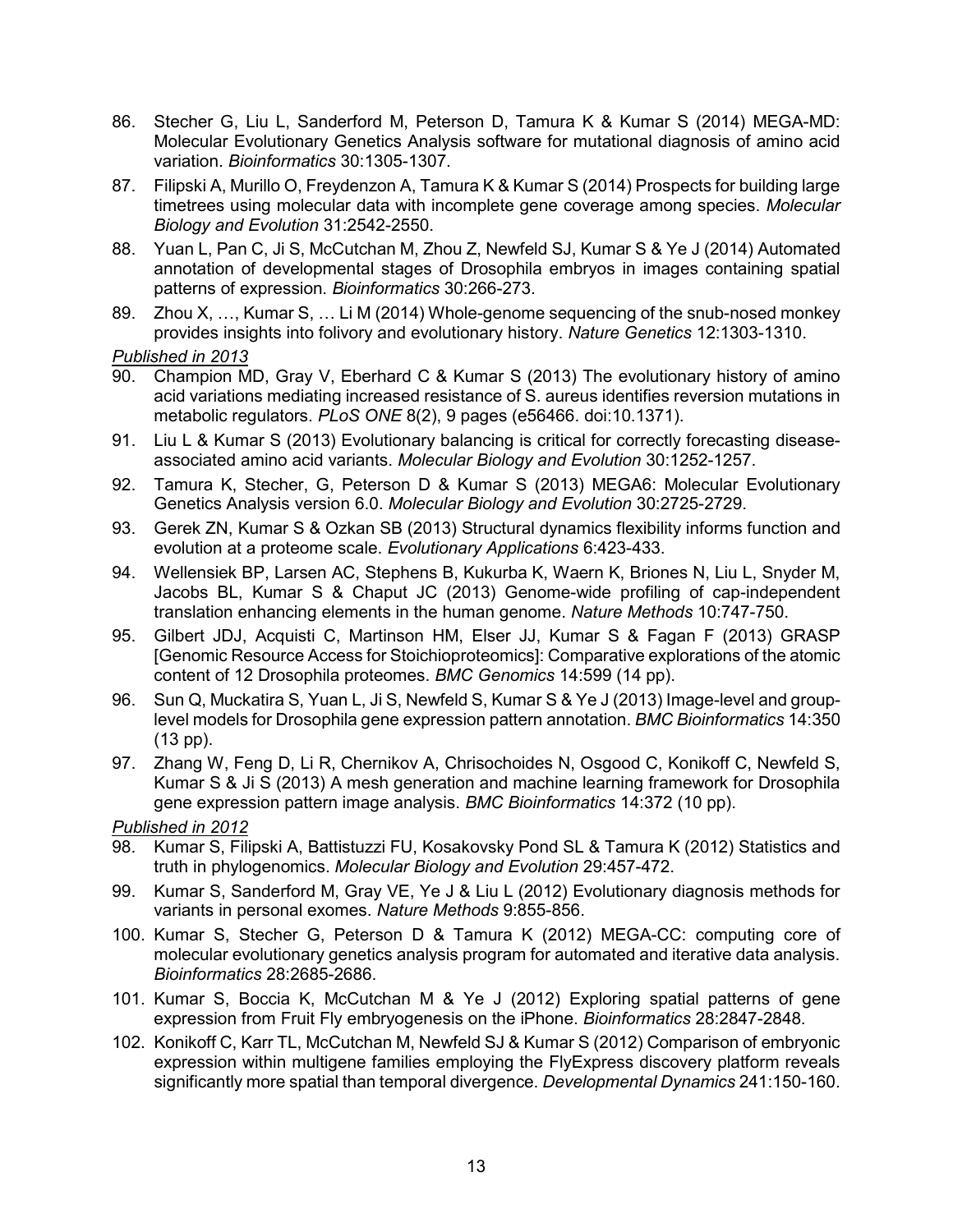86. Stecher G, Liu L, Sanderford M, Peterson D, Tamura K & Kumar S (2014) MEGA-MD: Molecular Evolutionary Genetics Analysis software for mutational diagnosis of amino acid variation. *Bioinformatics* 30:1305-1307.

87. Filipski A, Murillo O, Freydenzon A, Tamura K & Kumar S (2014) Prospects for building large timetrees using molecular data with incomplete gene coverage among species. *Molecular Biology and Evolution* 31:2542-2550.

88. Yuan L, Pan C, Ji S, McCutchan M, Zhou Z, Newfeld SJ, Kumar S & Ye J (2014) Automated annotation of developmental stages of Drosophila embryos in images containing spatial patterns of expression. *Bioinformatics* 30:266-273.

89. Zhou X, …, Kumar S, … Li M (2014) Whole-genome sequencing of the snub-nosed monkey provides insights into folivory and evolutionary history. *Nature Genetics* 12:1303-1310.

*Published in 2013*

90. Champion MD, Gray V, Eberhard C & Kumar S (2013) The evolutionary history of amino acid variations mediating increased resistance of S. aureus identifies reversion mutations in metabolic regulators. *PLoS ONE* 8(2), 9 pages (e56466. doi:10.1371).

91. Liu L & Kumar S (2013) Evolutionary balancing is critical for correctly forecasting disease-associated amino acid variants. *Molecular Biology and Evolution* 30:1252-1257.

92. Tamura K, Stecher, G, Peterson D & Kumar S (2013) MEGA6: Molecular Evolutionary Genetics Analysis version 6.0. *Molecular Biology and Evolution* 30:2725-2729.

93. Gerek ZN, Kumar S & Ozkan SB (2013) Structural dynamics flexibility informs function and evolution at a proteome scale. *Evolutionary Applications* 6:423-433.

94. Wellensiek BP, Larsen AC, Stephens B, Kukurba K, Waern K, Briones N, Liu L, Snyder M, Jacobs BL, Kumar S & Chaput JC (2013) Genome-wide profiling of cap-independent translation enhancing elements in the human genome. *Nature Methods* 10:747-750.

95. Gilbert JDJ, Acquisti C, Martinson HM, Elser JJ, Kumar S & Fagan F (2013) GRASP [Genomic Resource Access for Stoichioproteomics]: Comparative explorations of the atomic content of 12 Drosophila proteomes. *BMC Genomics* 14:599 (14 pp).

96. Sun Q, Muckatira S, Yuan L, Ji S, Newfeld S, Kumar S & Ye J (2013) Image-level and group-level models for Drosophila gene expression pattern annotation. *BMC Bioinformatics* 14:350 (13 pp).

97. Zhang W, Feng D, Li R, Chernikov A, Chrisochoides N, Osgood C, Konikoff C, Newfeld S, Kumar S & Ji S (2013) A mesh generation and machine learning framework for Drosophila gene expression pattern image analysis. *BMC Bioinformatics* 14:372 (10 pp).

*Published in 2012*

98. Kumar S, Filipski A, Battistuzzi FU, Kosakovsky Pond SL & Tamura K (2012) Statistics and truth in phylogenomics. *Molecular Biology and Evolution* 29:457-472.

99. Kumar S, Sanderford M, Gray VE, Ye J & Liu L (2012) Evolutionary diagnosis methods for variants in personal exomes. *Nature Methods* 9:855-856.

100. Kumar S, Stecher G, Peterson D & Tamura K (2012) MEGA-CC: computing core of molecular evolutionary genetics analysis program for automated and iterative data analysis. *Bioinformatics* 28:2685-2686.

101. Kumar S, Boccia K, McCutchan M & Ye J (2012) Exploring spatial patterns of gene expression from Fruit Fly embryogenesis on the iPhone. *Bioinformatics* 28:2847-2848.

102. Konikoff C, Karr TL, McCutchan M, Newfeld SJ & Kumar S (2012) Comparison of embryonic expression within multigene families employing the FlyExpress discovery platform reveals significantly more spatial than temporal divergence. *Developmental Dynamics* 241:150-160.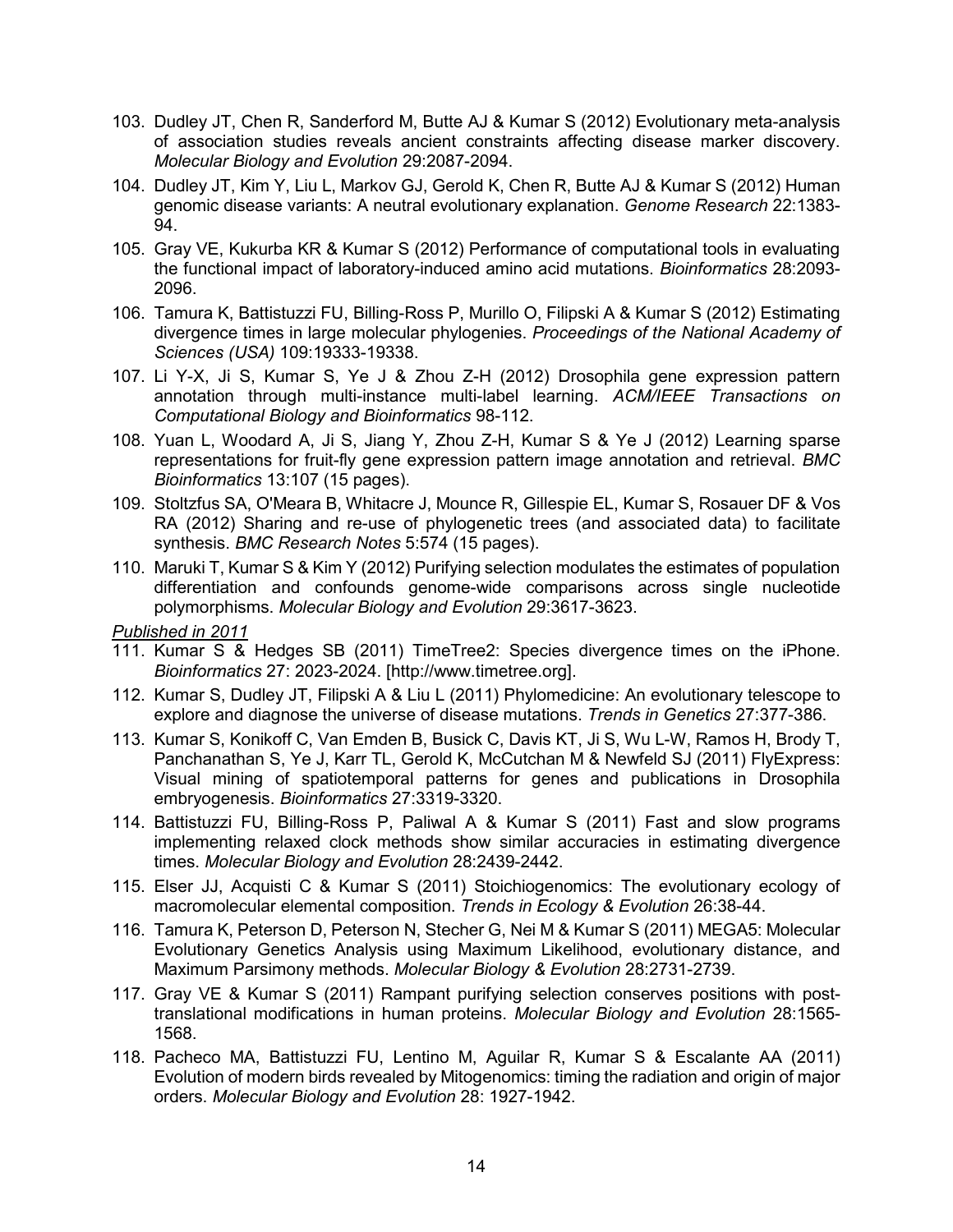103. Dudley JT, Chen R, Sanderford M, Butte AJ & Kumar S (2012) Evolutionary meta-analysis of association studies reveals ancient constraints affecting disease marker discovery. *Molecular Biology and Evolution* 29:2087-2094.

104. Dudley JT, Kim Y, Liu L, Markov GJ, Gerold K, Chen R, Butte AJ & Kumar S (2012) Human genomic disease variants: A neutral evolutionary explanation. *Genome Research* 22:1383-94.

105. Gray VE, Kukurba KR & Kumar S (2012) Performance of computational tools in evaluating the functional impact of laboratory-induced amino acid mutations. *Bioinformatics* 28:2093-2096.

106. Tamura K, Battistuzzi FU, Billing-Ross P, Murillo O, Filipski A & Kumar S (2012) Estimating divergence times in large molecular phylogenies. *Proceedings of the National Academy of Sciences (USA)* 109:19333-19338.

107. Li Y-X, Ji S, Kumar S, Ye J & Zhou Z-H (2012) Drosophila gene expression pattern annotation through multi-instance multi-label learning. *ACM/IEEE Transactions on Computational Biology and Bioinformatics* 98-112.

108. Yuan L, Woodard A, Ji S, Jiang Y, Zhou Z-H, Kumar S & Ye J (2012) Learning sparse representations for fruit-fly gene expression pattern image annotation and retrieval. *BMC Bioinformatics* 13:107 (15 pages).

109. Stoltzfus SA, O'Meara B, Whitacre J, Mounce R, Gillespie EL, Kumar S, Rosauer DF & Vos RA (2012) Sharing and re-use of phylogenetic trees (and associated data) to facilitate synthesis. *BMC Research Notes* 5:574 (15 pages).

110. Maruki T, Kumar S & Kim Y (2012) Purifying selection modulates the estimates of population differentiation and confounds genome-wide comparisons across single nucleotide polymorphisms. *Molecular Biology and Evolution* 29:3617-3623.

*Published in 2011*

111. Kumar S & Hedges SB (2011) TimeTree2: Species divergence times on the iPhone. *Bioinformatics* 27: 2023-2024. [http://www.timetree.org].

112. Kumar S, Dudley JT, Filipski A & Liu L (2011) Phylomedicine: An evolutionary telescope to explore and diagnose the universe of disease mutations. *Trends in Genetics* 27:377-386.

113. Kumar S, Konikoff C, Van Emden B, Busick C, Davis KT, Ji S, Wu L-W, Ramos H, Brody T, Panchanathan S, Ye J, Karr TL, Gerold K, McCutchan M & Newfeld SJ (2011) FlyExpress: Visual mining of spatiotemporal patterns for genes and publications in Drosophila embryogenesis. *Bioinformatics* 27:3319-3320.

114. Battistuzzi FU, Billing-Ross P, Paliwal A & Kumar S (2011) Fast and slow programs implementing relaxed clock methods show similar accuracies in estimating divergence times. *Molecular Biology and Evolution* 28:2439-2442.

115. Elser JJ, Acquisti C & Kumar S (2011) Stoichiogenomics: The evolutionary ecology of macromolecular elemental composition. *Trends in Ecology & Evolution* 26:38-44.

116. Tamura K, Peterson D, Peterson N, Stecher G, Nei M & Kumar S (2011) MEGA5: Molecular Evolutionary Genetics Analysis using Maximum Likelihood, evolutionary distance, and Maximum Parsimony methods. *Molecular Biology & Evolution* 28:2731-2739.

117. Gray VE & Kumar S (2011) Rampant purifying selection conserves positions with post-translational modifications in human proteins. *Molecular Biology and Evolution* 28:1565-1568.

118. Pacheco MA, Battistuzzi FU, Lentino M, Aguilar R, Kumar S & Escalante AA (2011) Evolution of modern birds revealed by Mitogenomics: timing the radiation and origin of major orders. *Molecular Biology and Evolution* 28: 1927-1942.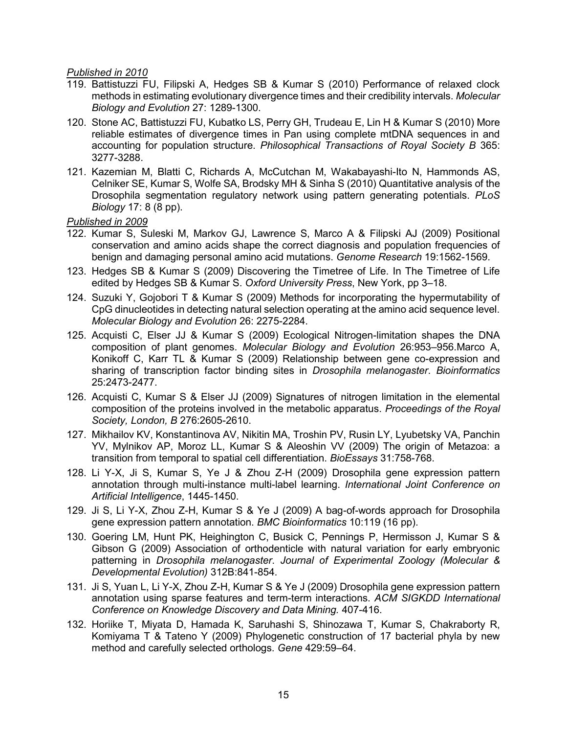*Published in 2010*

119. Battistuzzi FU, Filipski A, Hedges SB & Kumar S (2010) Performance of relaxed clock methods in estimating evolutionary divergence times and their credibility intervals. *Molecular Biology and Evolution* 27: 1289-1300.
120. Stone AC, Battistuzzi FU, Kubatko LS, Perry GH, Trudeau E, Lin H & Kumar S (2010) More reliable estimates of divergence times in Pan using complete mtDNA sequences in and accounting for population structure. *Philosophical Transactions of Royal Society B* 365: 3277-3288.
121. Kazemian M, Blatti C, Richards A, McCutchan M, Wakabayashi-Ito N, Hammonds AS, Celniker SE, Kumar S, Wolfe SA, Brodsky MH & Sinha S (2010) Quantitative analysis of the Drosophila segmentation regulatory network using pattern generating potentials. *PLoS Biology* 17: 8 (8 pp).

*Published in 2009*

122. Kumar S, Suleski M, Markov GJ, Lawrence S, Marco A & Filipski AJ (2009) Positional conservation and amino acids shape the correct diagnosis and population frequencies of benign and damaging personal amino acid mutations. *Genome Research* 19:1562-1569.
123. Hedges SB & Kumar S (2009) Discovering the Timetree of Life. In The Timetree of Life edited by Hedges SB & Kumar S. *Oxford University Press*, New York, pp 3–18.
124. Suzuki Y, Gojobori T & Kumar S (2009) Methods for incorporating the hypermutability of CpG dinucleotides in detecting natural selection operating at the amino acid sequence level. *Molecular Biology and Evolution* 26: 2275-2284.
125. Acquisti C, Elser JJ & Kumar S (2009) Ecological Nitrogen-limitation shapes the DNA composition of plant genomes. *Molecular Biology and Evolution* 26:953–956.Marco A, Konikoff C, Karr TL & Kumar S (2009) Relationship between gene co-expression and sharing of transcription factor binding sites in *Drosophila melanogaster*. *Bioinformatics* 25:2473-2477.
126. Acquisti C, Kumar S & Elser JJ (2009) Signatures of nitrogen limitation in the elemental composition of the proteins involved in the metabolic apparatus. *Proceedings of the Royal Society, London, B* 276:2605-2610.
127. Mikhailov KV, Konstantinova AV, Nikitin MA, Troshin PV, Rusin LY, Lyubetsky VA, Panchin YV, Mylnikov AP, Moroz LL, Kumar S & Aleoshin VV (2009) The origin of Metazoa: a transition from temporal to spatial cell differentiation. *BioEssays* 31:758-768.
128. Li Y-X, Ji S, Kumar S, Ye J & Zhou Z-H (2009) Drosophila gene expression pattern annotation through multi-instance multi-label learning. *International Joint Conference on Artificial Intelligence*, 1445-1450.
129. Ji S, Li Y-X, Zhou Z-H, Kumar S & Ye J (2009) A bag-of-words approach for Drosophila gene expression pattern annotation. *BMC Bioinformatics* 10:119 (16 pp).
130. Goering LM, Hunt PK, Heighington C, Busick C, Pennings P, Hermisson J, Kumar S & Gibson G (2009) Association of orthodenticle with natural variation for early embryonic patterning in *Drosophila melanogaster*. *Journal of Experimental Zoology (Molecular & Developmental Evolution)* 312B:841-854.
131. Ji S, Yuan L, Li Y-X, Zhou Z-H, Kumar S & Ye J (2009) Drosophila gene expression pattern annotation using sparse features and term-term interactions. *ACM SIGKDD International Conference on Knowledge Discovery and Data Mining.* 407-416.
132. Horiike T, Miyata D, Hamada K, Saruhashi S, Shinozawa T, Kumar S, Chakraborty R, Komiyama T & Tateno Y (2009) Phylogenetic construction of 17 bacterial phyla by new method and carefully selected orthologs. *Gene* 429:59–64.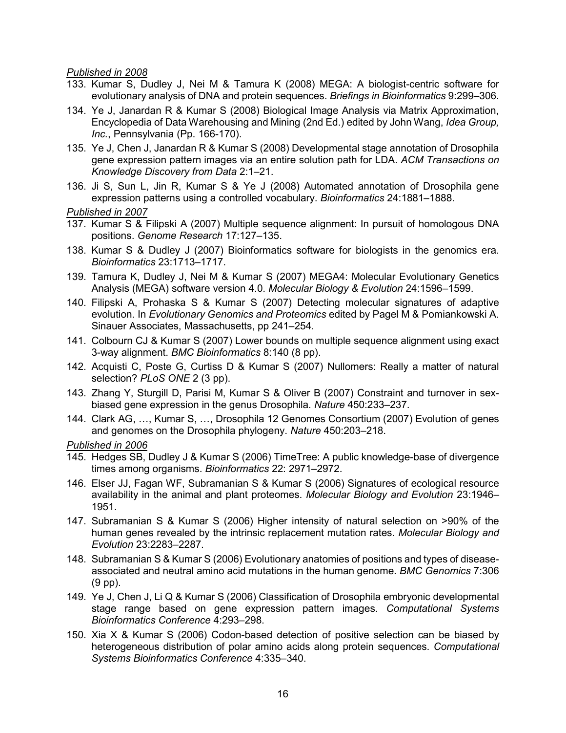*Published in 2008*

133. Kumar S, Dudley J, Nei M & Tamura K (2008) MEGA: A biologist-centric software for evolutionary analysis of DNA and protein sequences. *Briefings in Bioinformatics* 9:299–306.
134. Ye J, Janardan R & Kumar S (2008) Biological Image Analysis via Matrix Approximation, Encyclopedia of Data Warehousing and Mining (2nd Ed.) edited by John Wang, *Idea Group, Inc.*, Pennsylvania (Pp. 166-170).
135. Ye J, Chen J, Janardan R & Kumar S (2008) Developmental stage annotation of Drosophila gene expression pattern images via an entire solution path for LDA. *ACM Transactions on Knowledge Discovery from Data* 2:1–21.
136. Ji S, Sun L, Jin R, Kumar S & Ye J (2008) Automated annotation of Drosophila gene expression patterns using a controlled vocabulary. *Bioinformatics* 24:1881–1888.

*Published in 2007*

137. Kumar S & Filipski A (2007) Multiple sequence alignment: In pursuit of homologous DNA positions. *Genome Research* 17:127–135.
138. Kumar S & Dudley J (2007) Bioinformatics software for biologists in the genomics era. *Bioinformatics* 23:1713–1717.
139. Tamura K, Dudley J, Nei M & Kumar S (2007) MEGA4: Molecular Evolutionary Genetics Analysis (MEGA) software version 4.0. *Molecular Biology & Evolution* 24:1596–1599.
140. Filipski A, Prohaska S & Kumar S (2007) Detecting molecular signatures of adaptive evolution. In *Evolutionary Genomics and Proteomics* edited by Pagel M & Pomiankowski A. Sinauer Associates, Massachusetts, pp 241–254.
141. Colbourn CJ & Kumar S (2007) Lower bounds on multiple sequence alignment using exact 3-way alignment. *BMC Bioinformatics* 8:140 (8 pp).
142. Acquisti C, Poste G, Curtiss D & Kumar S (2007) Nullomers: Really a matter of natural selection? *PLoS ONE* 2 (3 pp).
143. Zhang Y, Sturgill D, Parisi M, Kumar S & Oliver B (2007) Constraint and turnover in sex-biased gene expression in the genus Drosophila. *Nature* 450:233–237.
144. Clark AG, …, Kumar S, …, Drosophila 12 Genomes Consortium (2007) Evolution of genes and genomes on the Drosophila phylogeny. *Nature* 450:203–218.

*Published in 2006*

145. Hedges SB, Dudley J & Kumar S (2006) TimeTree: A public knowledge-base of divergence times among organisms. *Bioinformatics* 22: 2971–2972.
146. Elser JJ, Fagan WF, Subramanian S & Kumar S (2006) Signatures of ecological resource availability in the animal and plant proteomes. *Molecular Biology and Evolution* 23:1946–1951.
147. Subramanian S & Kumar S (2006) Higher intensity of natural selection on >90% of the human genes revealed by the intrinsic replacement mutation rates. *Molecular Biology and Evolution* 23:2283–2287.
148. Subramanian S & Kumar S (2006) Evolutionary anatomies of positions and types of disease-associated and neutral amino acid mutations in the human genome. *BMC Genomics* 7:306 (9 pp).
149. Ye J, Chen J, Li Q & Kumar S (2006) Classification of Drosophila embryonic developmental stage range based on gene expression pattern images. *Computational Systems Bioinformatics Conference* 4:293–298.
150. Xia X & Kumar S (2006) Codon-based detection of positive selection can be biased by heterogeneous distribution of polar amino acids along protein sequences. *Computational Systems Bioinformatics Conference* 4:335–340.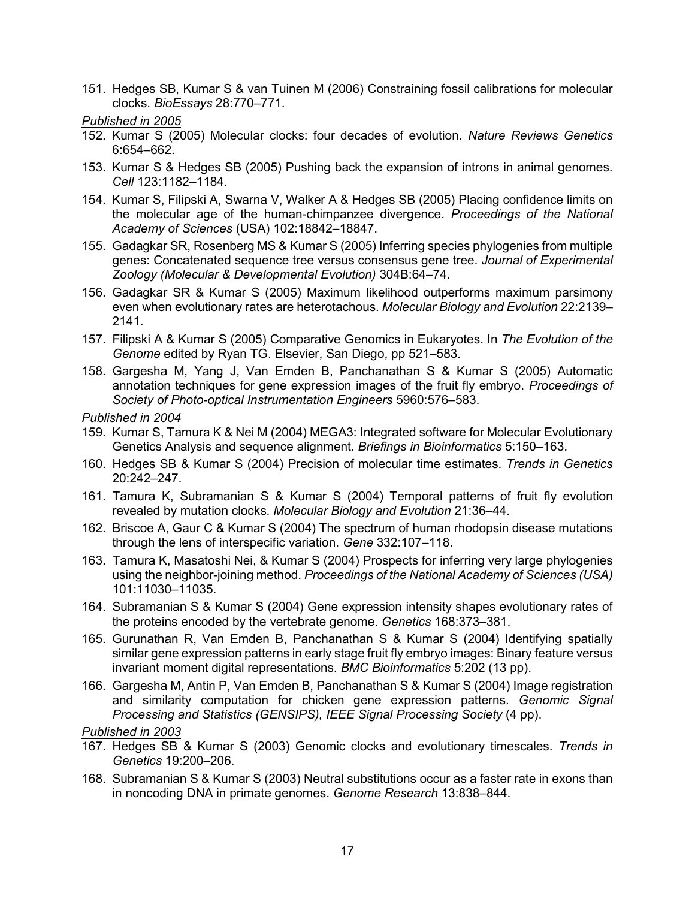151. Hedges SB, Kumar S & van Tuinen M (2006) Constraining fossil calibrations for molecular clocks. *BioEssays* 28:770–771.

*Published in 2005*

152. Kumar S (2005) Molecular clocks: four decades of evolution. *Nature Reviews Genetics* 6:654–662.
153. Kumar S & Hedges SB (2005) Pushing back the expansion of introns in animal genomes. *Cell* 123:1182–1184.
154. Kumar S, Filipski A, Swarna V, Walker A & Hedges SB (2005) Placing confidence limits on the molecular age of the human-chimpanzee divergence. *Proceedings of the National Academy of Sciences* (USA) 102:18842–18847.
155. Gadagkar SR, Rosenberg MS & Kumar S (2005) Inferring species phylogenies from multiple genes: Concatenated sequence tree versus consensus gene tree. *Journal of Experimental Zoology (Molecular & Developmental Evolution)* 304B:64–74.
156. Gadagkar SR & Kumar S (2005) Maximum likelihood outperforms maximum parsimony even when evolutionary rates are heterotachous. *Molecular Biology and Evolution* 22:2139–2141.
157. Filipski A & Kumar S (2005) Comparative Genomics in Eukaryotes. In *The Evolution of the Genome* edited by Ryan TG. Elsevier, San Diego, pp 521–583.
158. Gargesha M, Yang J, Van Emden B, Panchanathan S & Kumar S (2005) Automatic annotation techniques for gene expression images of the fruit fly embryo. *Proceedings of Society of Photo-optical Instrumentation Engineers* 5960:576–583.

*Published in 2004*

159. Kumar S, Tamura K & Nei M (2004) MEGA3: Integrated software for Molecular Evolutionary Genetics Analysis and sequence alignment. *Briefings in Bioinformatics* 5:150–163.
160. Hedges SB & Kumar S (2004) Precision of molecular time estimates. *Trends in Genetics* 20:242–247.
161. Tamura K, Subramanian S & Kumar S (2004) Temporal patterns of fruit fly evolution revealed by mutation clocks. *Molecular Biology and Evolution* 21:36–44.
162. Briscoe A, Gaur C & Kumar S (2004) The spectrum of human rhodopsin disease mutations through the lens of interspecific variation. *Gene* 332:107–118.
163. Tamura K, Masatoshi Nei, & Kumar S (2004) Prospects for inferring very large phylogenies using the neighbor-joining method. *Proceedings of the National Academy of Sciences (USA)* 101:11030–11035.
164. Subramanian S & Kumar S (2004) Gene expression intensity shapes evolutionary rates of the proteins encoded by the vertebrate genome. *Genetics* 168:373–381.
165. Gurunathan R, Van Emden B, Panchanathan S & Kumar S (2004) Identifying spatially similar gene expression patterns in early stage fruit fly embryo images: Binary feature versus invariant moment digital representations. *BMC Bioinformatics* 5:202 (13 pp).
166. Gargesha M, Antin P, Van Emden B, Panchanathan S & Kumar S (2004) Image registration and similarity computation for chicken gene expression patterns. *Genomic Signal Processing and Statistics (GENSIPS), IEEE Signal Processing Society* (4 pp).

*Published in 2003*

167. Hedges SB & Kumar S (2003) Genomic clocks and evolutionary timescales. *Trends in Genetics* 19:200–206.
168. Subramanian S & Kumar S (2003) Neutral substitutions occur as a faster rate in exons than in noncoding DNA in primate genomes. *Genome Research* 13:838–844.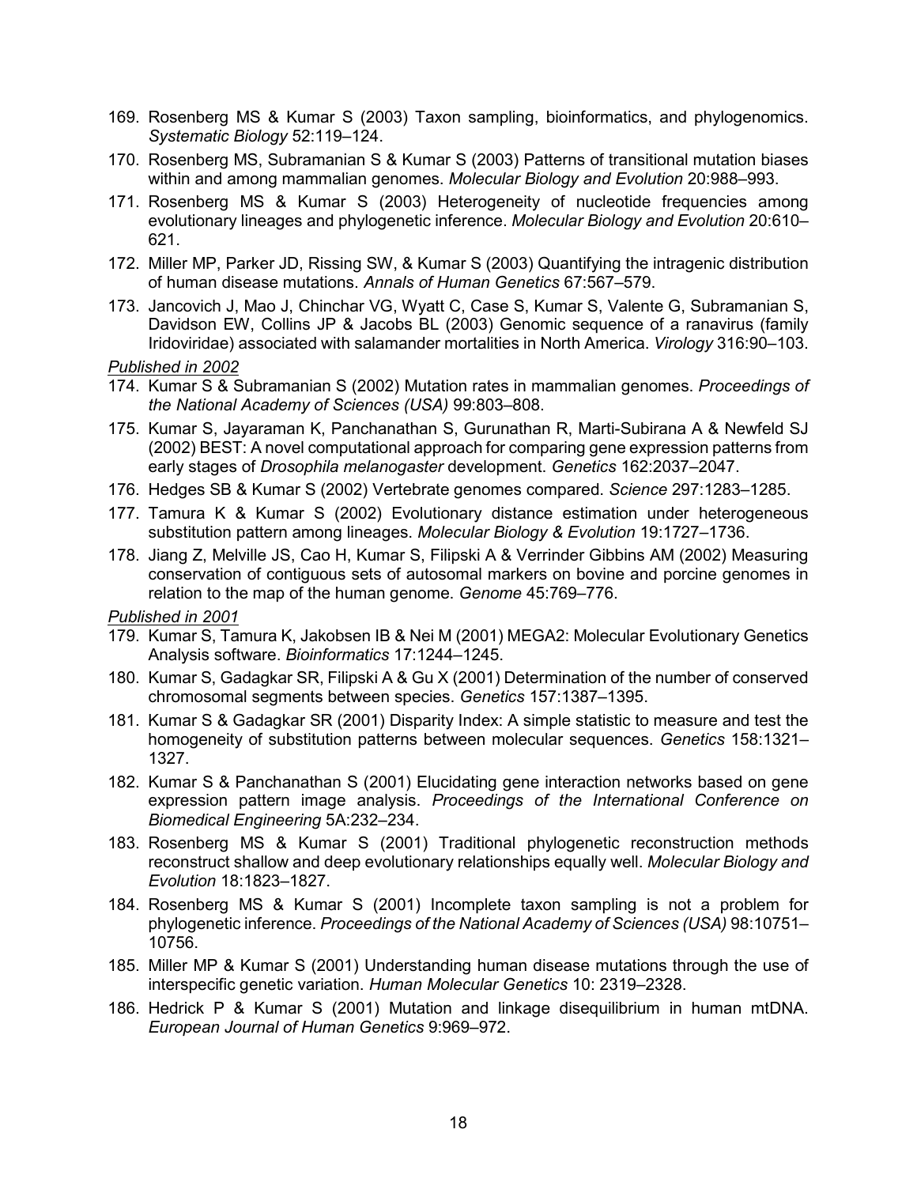169. Rosenberg MS & Kumar S (2003) Taxon sampling, bioinformatics, and phylogenomics. *Systematic Biology* 52:119–124.
170. Rosenberg MS, Subramanian S & Kumar S (2003) Patterns of transitional mutation biases within and among mammalian genomes. *Molecular Biology and Evolution* 20:988–993.
171. Rosenberg MS & Kumar S (2003) Heterogeneity of nucleotide frequencies among evolutionary lineages and phylogenetic inference. *Molecular Biology and Evolution* 20:610–621.
172. Miller MP, Parker JD, Rissing SW, & Kumar S (2003) Quantifying the intragenic distribution of human disease mutations. *Annals of Human Genetics* 67:567–579.
173. Jancovich J, Mao J, Chinchar VG, Wyatt C, Case S, Kumar S, Valente G, Subramanian S, Davidson EW, Collins JP & Jacobs BL (2003) Genomic sequence of a ranavirus (family Iridoviridae) associated with salamander mortalities in North America. *Virology* 316:90–103.

*Published in 2002*

174. Kumar S & Subramanian S (2002) Mutation rates in mammalian genomes. *Proceedings of the National Academy of Sciences (USA)* 99:803–808.
175. Kumar S, Jayaraman K, Panchanathan S, Gurunathan R, Marti-Subirana A & Newfeld SJ (2002) BEST: A novel computational approach for comparing gene expression patterns from early stages of *Drosophila melanogaster* development. *Genetics* 162:2037–2047.
176. Hedges SB & Kumar S (2002) Vertebrate genomes compared. *Science* 297:1283–1285.
177. Tamura K & Kumar S (2002) Evolutionary distance estimation under heterogeneous substitution pattern among lineages. *Molecular Biology & Evolution* 19:1727–1736.
178. Jiang Z, Melville JS, Cao H, Kumar S, Filipski A & Verrinder Gibbins AM (2002) Measuring conservation of contiguous sets of autosomal markers on bovine and porcine genomes in relation to the map of the human genome. *Genome* 45:769–776.

*Published in 2001*

179. Kumar S, Tamura K, Jakobsen IB & Nei M (2001) MEGA2: Molecular Evolutionary Genetics Analysis software. *Bioinformatics* 17:1244–1245.
180. Kumar S, Gadagkar SR, Filipski A & Gu X (2001) Determination of the number of conserved chromosomal segments between species. *Genetics* 157:1387–1395.
181. Kumar S & Gadagkar SR (2001) Disparity Index: A simple statistic to measure and test the homogeneity of substitution patterns between molecular sequences. *Genetics* 158:1321–1327.
182. Kumar S & Panchanathan S (2001) Elucidating gene interaction networks based on gene expression pattern image analysis. *Proceedings of the International Conference on Biomedical Engineering* 5A:232–234.
183. Rosenberg MS & Kumar S (2001) Traditional phylogenetic reconstruction methods reconstruct shallow and deep evolutionary relationships equally well. *Molecular Biology and Evolution* 18:1823–1827.
184. Rosenberg MS & Kumar S (2001) Incomplete taxon sampling is not a problem for phylogenetic inference. *Proceedings of the National Academy of Sciences (USA)* 98:10751–10756.
185. Miller MP & Kumar S (2001) Understanding human disease mutations through the use of interspecific genetic variation. *Human Molecular Genetics* 10: 2319–2328.
186. Hedrick P & Kumar S (2001) Mutation and linkage disequilibrium in human mtDNA. *European Journal of Human Genetics* 9:969–972.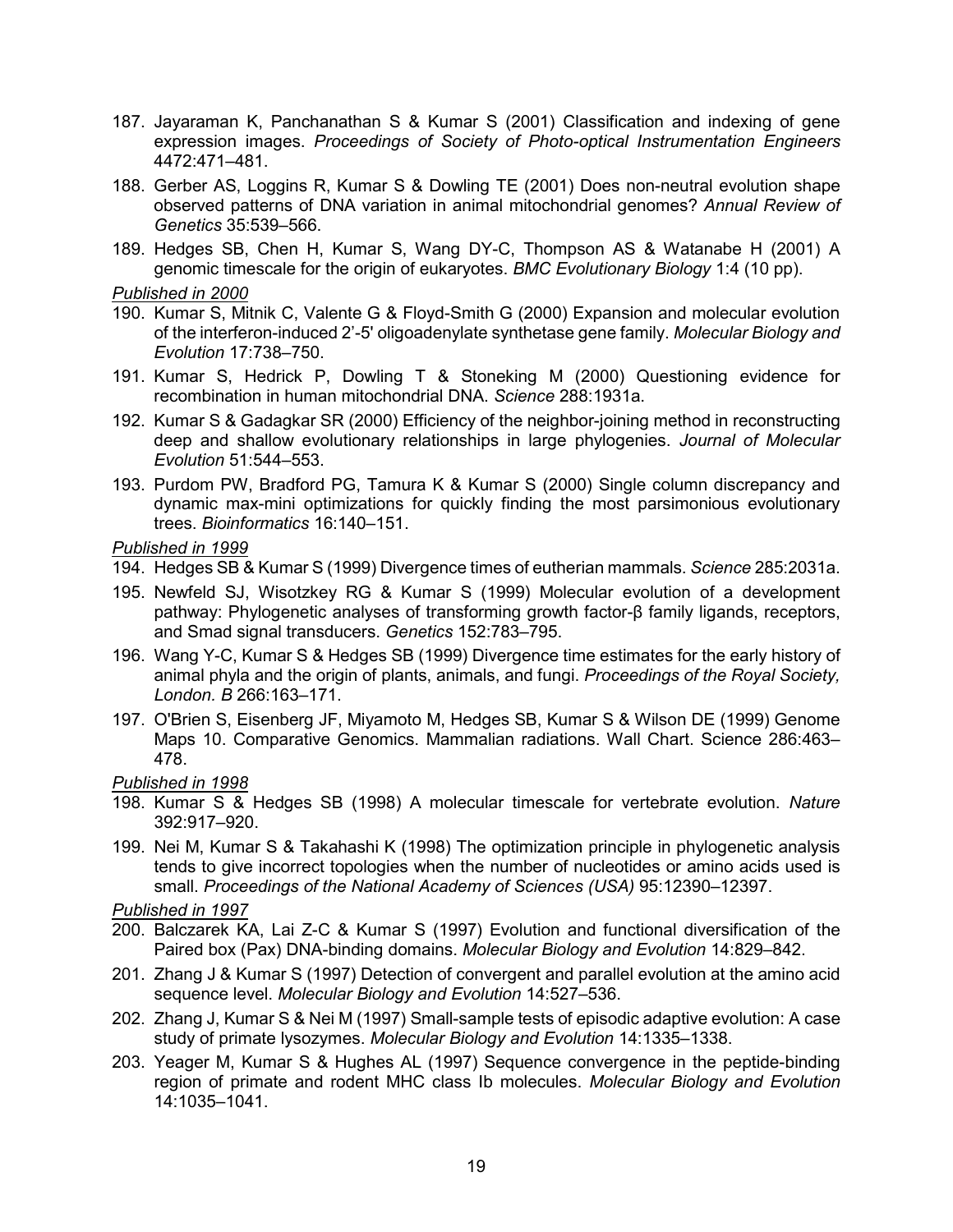187. Jayaraman K, Panchanathan S & Kumar S (2001) Classification and indexing of gene expression images. *Proceedings of Society of Photo-optical Instrumentation Engineers* 4472:471–481.

188. Gerber AS, Loggins R, Kumar S & Dowling TE (2001) Does non-neutral evolution shape observed patterns of DNA variation in animal mitochondrial genomes? *Annual Review of Genetics* 35:539–566.

189. Hedges SB, Chen H, Kumar S, Wang DY-C, Thompson AS & Watanabe H (2001) A genomic timescale for the origin of eukaryotes. *BMC Evolutionary Biology* 1:4 (10 pp).

*Published in 2000*

190. Kumar S, Mitnik C, Valente G & Floyd-Smith G (2000) Expansion and molecular evolution of the interferon-induced 2'-5' oligoadenylate synthetase gene family. *Molecular Biology and Evolution* 17:738–750.

191. Kumar S, Hedrick P, Dowling T & Stoneking M (2000) Questioning evidence for recombination in human mitochondrial DNA. *Science* 288:1931a.

192. Kumar S & Gadagkar SR (2000) Efficiency of the neighbor-joining method in reconstructing deep and shallow evolutionary relationships in large phylogenies. *Journal of Molecular Evolution* 51:544–553.

193. Purdom PW, Bradford PG, Tamura K & Kumar S (2000) Single column discrepancy and dynamic max-mini optimizations for quickly finding the most parsimonious evolutionary trees. *Bioinformatics* 16:140–151.

*Published in 1999*

194. Hedges SB & Kumar S (1999) Divergence times of eutherian mammals. *Science* 285:2031a.

195. Newfeld SJ, Wisotzkey RG & Kumar S (1999) Molecular evolution of a development pathway: Phylogenetic analyses of transforming growth factor-β family ligands, receptors, and Smad signal transducers. *Genetics* 152:783–795.

196. Wang Y-C, Kumar S & Hedges SB (1999) Divergence time estimates for the early history of animal phyla and the origin of plants, animals, and fungi. *Proceedings of the Royal Society, London. B* 266:163–171.

197. O'Brien S, Eisenberg JF, Miyamoto M, Hedges SB, Kumar S & Wilson DE (1999) Genome Maps 10. Comparative Genomics. Mammalian radiations. Wall Chart. Science 286:463–478.

*Published in 1998*

198. Kumar S & Hedges SB (1998) A molecular timescale for vertebrate evolution. *Nature* 392:917–920.

199. Nei M, Kumar S & Takahashi K (1998) The optimization principle in phylogenetic analysis tends to give incorrect topologies when the number of nucleotides or amino acids used is small. *Proceedings of the National Academy of Sciences (USA)* 95:12390–12397.

*Published in 1997*

200. Balczarek KA, Lai Z-C & Kumar S (1997) Evolution and functional diversification of the Paired box (Pax) DNA-binding domains. *Molecular Biology and Evolution* 14:829–842.

201. Zhang J & Kumar S (1997) Detection of convergent and parallel evolution at the amino acid sequence level. *Molecular Biology and Evolution* 14:527–536.

202. Zhang J, Kumar S & Nei M (1997) Small-sample tests of episodic adaptive evolution: A case study of primate lysozymes. *Molecular Biology and Evolution* 14:1335–1338.

203. Yeager M, Kumar S & Hughes AL (1997) Sequence convergence in the peptide-binding region of primate and rodent MHC class Ib molecules. *Molecular Biology and Evolution* 14:1035–1041.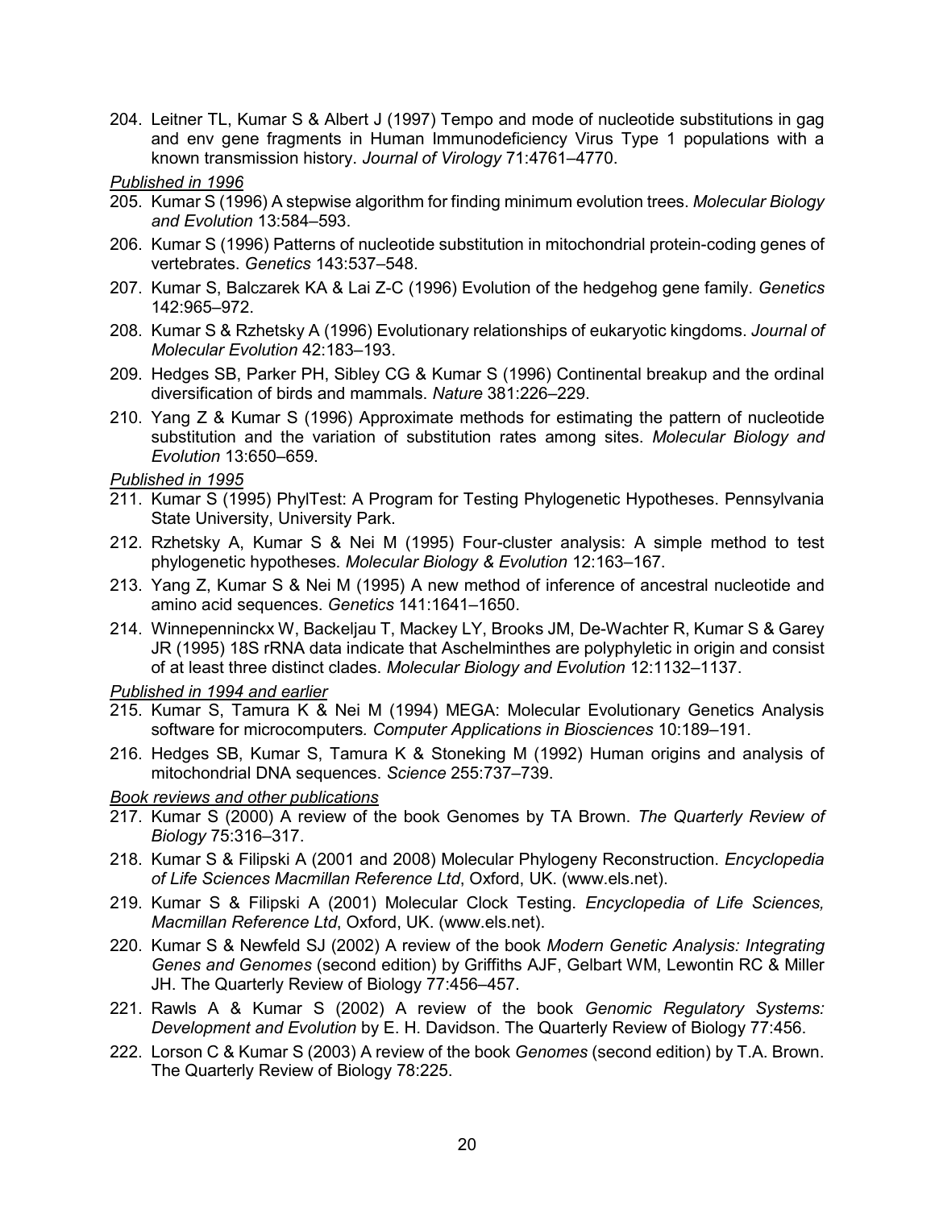204. Leitner TL, Kumar S & Albert J (1997) Tempo and mode of nucleotide substitutions in gag and env gene fragments in Human Immunodeficiency Virus Type 1 populations with a known transmission history. *Journal of Virology* 71:4761–4770.

*Published in 1996*

205. Kumar S (1996) A stepwise algorithm for finding minimum evolution trees. *Molecular Biology and Evolution* 13:584–593.
206. Kumar S (1996) Patterns of nucleotide substitution in mitochondrial protein-coding genes of vertebrates. *Genetics* 143:537–548.
207. Kumar S, Balczarek KA & Lai Z-C (1996) Evolution of the hedgehog gene family. *Genetics* 142:965–972.
208. Kumar S & Rzhetsky A (1996) Evolutionary relationships of eukaryotic kingdoms. *Journal of Molecular Evolution* 42:183–193.
209. Hedges SB, Parker PH, Sibley CG & Kumar S (1996) Continental breakup and the ordinal diversification of birds and mammals. *Nature* 381:226–229.
210. Yang Z & Kumar S (1996) Approximate methods for estimating the pattern of nucleotide substitution and the variation of substitution rates among sites. *Molecular Biology and Evolution* 13:650–659.

*Published in 1995*

211. Kumar S (1995) PhylTest: A Program for Testing Phylogenetic Hypotheses. Pennsylvania State University, University Park.
212. Rzhetsky A, Kumar S & Nei M (1995) Four-cluster analysis: A simple method to test phylogenetic hypotheses. *Molecular Biology & Evolution* 12:163–167.
213. Yang Z, Kumar S & Nei M (1995) A new method of inference of ancestral nucleotide and amino acid sequences. *Genetics* 141:1641–1650.
214. Winnepenninckx W, Backeljau T, Mackey LY, Brooks JM, De-Wachter R, Kumar S & Garey JR (1995) 18S rRNA data indicate that Aschelminthes are polyphyletic in origin and consist of at least three distinct clades. *Molecular Biology and Evolution* 12:1132–1137.

*Published in 1994 and earlier*

215. Kumar S, Tamura K & Nei M (1994) MEGA: Molecular Evolutionary Genetics Analysis software for microcomputers*. Computer Applications in Biosciences* 10:189–191.
216. Hedges SB, Kumar S, Tamura K & Stoneking M (1992) Human origins and analysis of mitochondrial DNA sequences. *Science* 255:737–739.

*Book reviews and other publications*

217. Kumar S (2000) A review of the book Genomes by TA Brown. *The Quarterly Review of Biology* 75:316–317.
218. Kumar S & Filipski A (2001 and 2008) Molecular Phylogeny Reconstruction. *Encyclopedia of Life Sciences Macmillan Reference Ltd*, Oxford, UK. (www.els.net).
219. Kumar S & Filipski A (2001) Molecular Clock Testing. *Encyclopedia of Life Sciences, Macmillan Reference Ltd*, Oxford, UK. (www.els.net).
220. Kumar S & Newfeld SJ (2002) A review of the book *Modern Genetic Analysis: Integrating Genes and Genomes* (second edition) by Griffiths AJF, Gelbart WM, Lewontin RC & Miller JH. The Quarterly Review of Biology 77:456–457.
221. Rawls A & Kumar S (2002) A review of the book *Genomic Regulatory Systems: Development and Evolution* by E. H. Davidson. The Quarterly Review of Biology 77:456.
222. Lorson C & Kumar S (2003) A review of the book *Genomes* (second edition) by T.A. Brown. The Quarterly Review of Biology 78:225.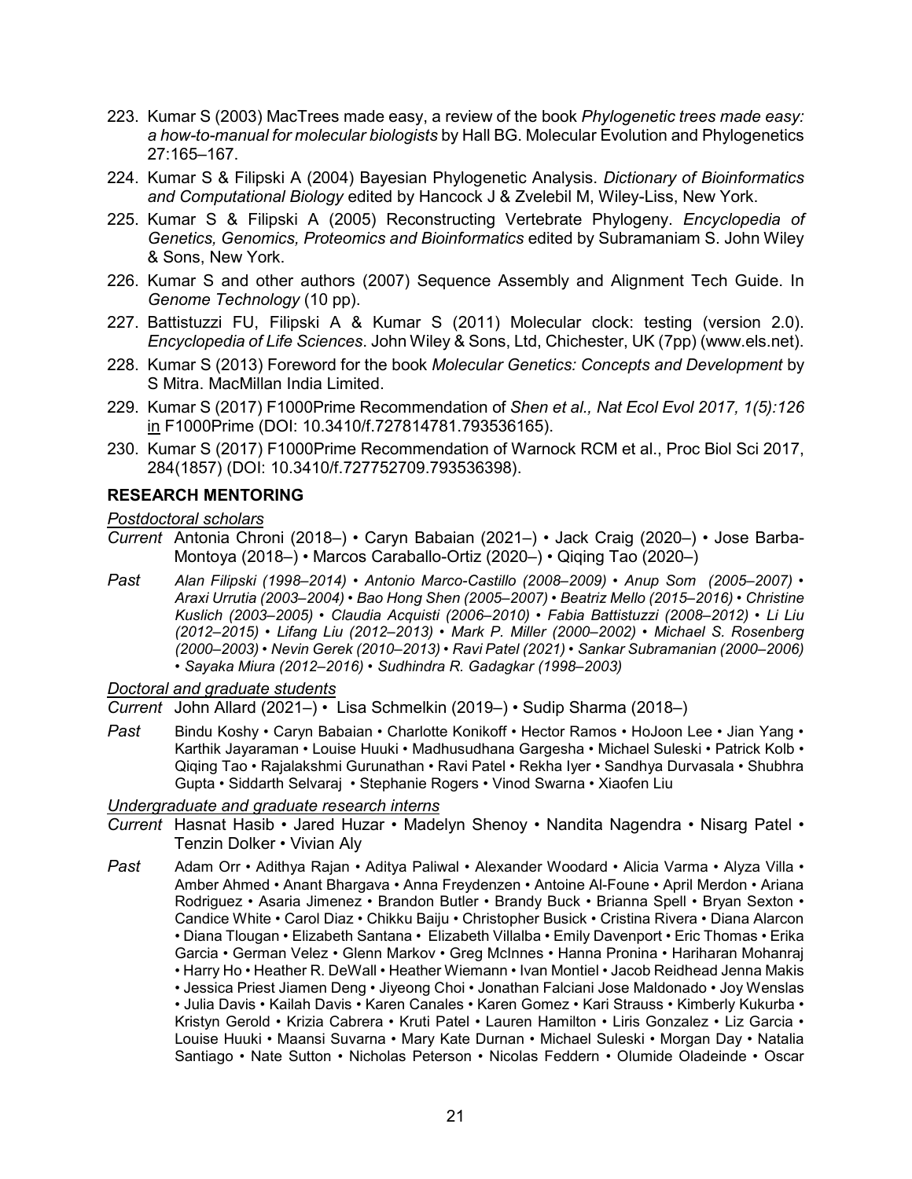223. Kumar S (2003) MacTrees made easy, a review of the book *Phylogenetic trees made easy: a how-to-manual for molecular biologists* by Hall BG. Molecular Evolution and Phylogenetics 27:165–167.
224. Kumar S & Filipski A (2004) Bayesian Phylogenetic Analysis. *Dictionary of Bioinformatics and Computational Biology* edited by Hancock J & Zvelebil M, Wiley-Liss, New York.
225. Kumar S & Filipski A (2005) Reconstructing Vertebrate Phylogeny. *Encyclopedia of Genetics, Genomics, Proteomics and Bioinformatics* edited by Subramaniam S. John Wiley & Sons, New York.
226. Kumar S and other authors (2007) Sequence Assembly and Alignment Tech Guide. In *Genome Technology* (10 pp).
227. Battistuzzi FU, Filipski A & Kumar S (2011) Molecular clock: testing (version 2.0). *Encyclopedia of Life Sciences*. John Wiley & Sons, Ltd, Chichester, UK (7pp) (www.els.net).
228. Kumar S (2013) Foreword for the book *Molecular Genetics: Concepts and Development* by S Mitra. MacMillan India Limited.
229. Kumar S (2017) F1000Prime Recommendation of *Shen et al., Nat Ecol Evol 2017, 1(5):126* in F1000Prime (DOI: 10.3410/f.727814781.793536165).
230. Kumar S (2017) F1000Prime Recommendation of Warnock RCM et al., Proc Biol Sci 2017, 284(1857) (DOI: 10.3410/f.727752709.793536398).

## RESEARCH MENTORING

*Postdoctoral scholars*

*Current* Antonia Chroni (2018–) • Caryn Babaian (2021–) • Jack Craig (2020–) • Jose Barba-Montoya (2018–) • Marcos Caraballo-Ortiz (2020–) • Qiqing Tao (2020–)

*Past* *Alan Filipski (1998–2014) • Antonio Marco-Castillo (2008–2009) • Anup Som (2005–2007) • Araxi Urrutia (2003–2004) • Bao Hong Shen (2005–2007) • Beatriz Mello (2015–2016) • Christine Kuslich (2003–2005) • Claudia Acquisti (2006–2010) • Fabia Battistuzzi (2008–2012) • Li Liu (2012–2015) • Lifang Liu (2012–2013) • Mark P. Miller (2000–2002) • Michael S. Rosenberg (2000–2003) • Nevin Gerek (2010–2013) • Ravi Patel (2021) • Sankar Subramanian (2000–2006) • Sayaka Miura (2012–2016) • Sudhindra R. Gadagkar (1998–2003)*

*Doctoral and graduate students*

*Current* John Allard (2021–) • Lisa Schmelkin (2019–) • Sudip Sharma (2018–)

*Past* Bindu Koshy • Caryn Babaian • Charlotte Konikoff • Hector Ramos • HoJoon Lee • Jian Yang • Karthik Jayaraman • Louise Huuki • Madhusudhana Gargesha • Michael Suleski • Patrick Kolb • Qiqing Tao • Rajalakshmi Gurunathan • Ravi Patel • Rekha Iyer • Sandhya Durvasala • Shubhra Gupta • Siddarth Selvaraj • Stephanie Rogers • Vinod Swarna • Xiaofen Liu

*Undergraduate and graduate research interns*

*Current* Hasnat Hasib • Jared Huzar • Madelyn Shenoy • Nandita Nagendra • Nisarg Patel • Tenzin Dolker • Vivian Aly

*Past* Adam Orr • Adithya Rajan • Aditya Paliwal • Alexander Woodard • Alicia Varma • Alyza Villa • Amber Ahmed • Anant Bhargava • Anna Freydenzen • Antoine Al-Foune • April Merdon • Ariana Rodriguez • Asaria Jimenez • Brandon Butler • Brandy Buck • Brianna Spell • Bryan Sexton • Candice White • Carol Diaz • Chikku Baiju • Christopher Busick • Cristina Rivera • Diana Alarcon • Diana Tlougan • Elizabeth Santana • Elizabeth Villalba • Emily Davenport • Eric Thomas • Erika Garcia • German Velez • Glenn Markov • Greg McInnes • Hanna Pronina • Hariharan Mohanraj • Harry Ho • Heather R. DeWall • Heather Wiemann • Ivan Montiel • Jacob Reidhead Jenna Makis • Jessica Priest Jiamen Deng • Jiyeong Choi • Jonathan Falciani Jose Maldonado • Joy Wenslas • Julia Davis • Kailah Davis • Karen Canales • Karen Gomez • Kari Strauss • Kimberly Kukurba • Kristyn Gerold • Krizia Cabrera • Kruti Patel • Lauren Hamilton • Liris Gonzalez • Liz Garcia • Louise Huuki • Maansi Suvarna • Mary Kate Durnan • Michael Suleski • Morgan Day • Natalia Santiago • Nate Sutton • Nicholas Peterson • Nicolas Feddern • Olumide Oladeinde • Oscar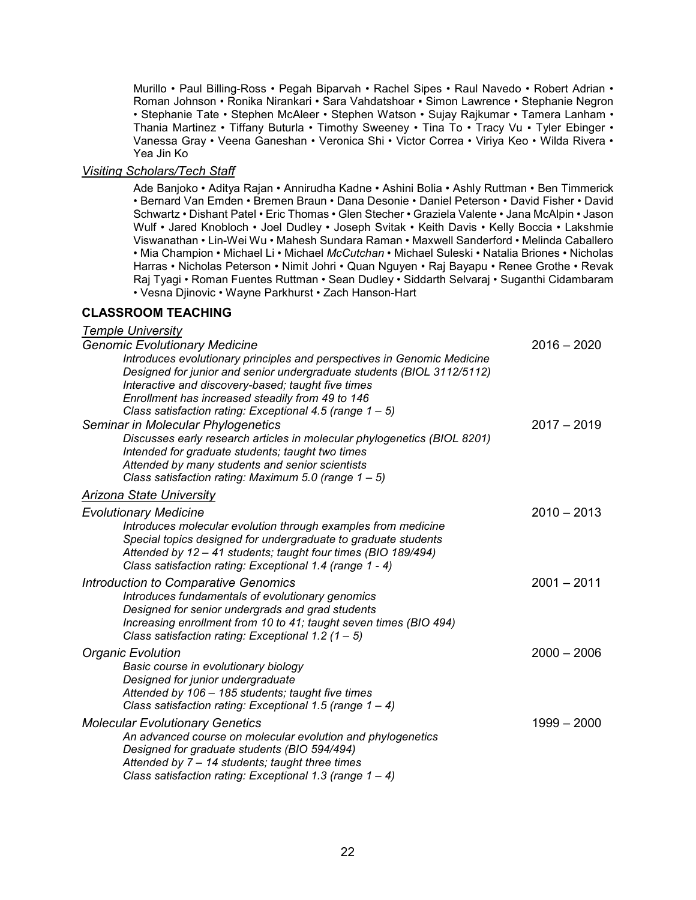Murillo • Paul Billing-Ross • Pegah Biparvah • Rachel Sipes • Raul Navedo • Robert Adrian • Roman Johnson • Ronika Nirankari • Sara Vahdatshoar • Simon Lawrence • Stephanie Negron • Stephanie Tate • Stephen McAleer • Stephen Watson • Sujay Rajkumar • Tamera Lanham • Thania Martinez • Tiffany Buturla • Timothy Sweeney • Tina To • Tracy Vu • Tyler Ebinger • Vanessa Gray • Veena Ganeshan • Veronica Shi • Victor Correa • Viriya Keo • Wilda Rivera • Yea Jin Ko

*Visiting Scholars/Tech Staff*

Ade Banjoko • Aditya Rajan • Annirudha Kadne • Ashini Bolia • Ashly Ruttman • Ben Timmerick • Bernard Van Emden • Bremen Braun • Dana Desonie • Daniel Peterson • David Fisher • David Schwartz • Dishant Patel • Eric Thomas • Glen Stecher • Graziela Valente • Jana McAlpin • Jason Wulf • Jared Knobloch • Joel Dudley • Joseph Svitak • Keith Davis • Kelly Boccia • Lakshmie Viswanathan • Lin-Wei Wu • Mahesh Sundara Raman • Maxwell Sanderford • Melinda Caballero • Mia Champion • Michael Li • Michael *McCutchan* • Michael Suleski • Natalia Briones • Nicholas Harras • Nicholas Peterson • Nimit Johri • Quan Nguyen • Raj Bayapu • Renee Grothe • Revak Raj Tyagi • Roman Fuentes Ruttman • Sean Dudley • Siddarth Selvaraj • Suganthi Cidambaram • Vesna Djinovic • Wayne Parkhurst • Zach Hanson-Hart

## CLASSROOM TEACHING

*Temple University*

*Genomic Evolutionary Medicine* — 2016 – 2020
*Introduces evolutionary principles and perspectives in Genomic Medicine*
*Designed for junior and senior undergraduate students (BIOL 3112/5112)*
*Interactive and discovery-based; taught five times*
*Enrollment has increased steadily from 49 to 146*
*Class satisfaction rating: Exceptional 4.5 (range 1 – 5)*

*Seminar in Molecular Phylogenetics* — 2017 – 2019
*Discusses early research articles in molecular phylogenetics (BIOL 8201)*
*Intended for graduate students; taught two times*
*Attended by many students and senior scientists*
*Class satisfaction rating: Maximum 5.0 (range 1 – 5)*

*Arizona State University*

*Evolutionary Medicine* — 2010 – 2013
*Introduces molecular evolution through examples from medicine*
*Special topics designed for undergraduate to graduate students*
*Attended by 12 – 41 students; taught four times (BIO 189/494)*
*Class satisfaction rating: Exceptional 1.4 (range 1 - 4)*

*Introduction to Comparative Genomics* — 2001 – 2011
*Introduces fundamentals of evolutionary genomics*
*Designed for senior undergrads and grad students*
*Increasing enrollment from 10 to 41; taught seven times (BIO 494)*
*Class satisfaction rating: Exceptional 1.2 (1 – 5)*

*Organic Evolution* — 2000 – 2006
*Basic course in evolutionary biology*
*Designed for junior undergraduate*
*Attended by 106 – 185 students; taught five times*
*Class satisfaction rating: Exceptional 1.5 (range 1 – 4)*

*Molecular Evolutionary Genetics* — 1999 – 2000
*An advanced course on molecular evolution and phylogenetics*
*Designed for graduate students (BIO 594/494)*
*Attended by 7 – 14 students; taught three times*
*Class satisfaction rating: Exceptional 1.3 (range 1 – 4)*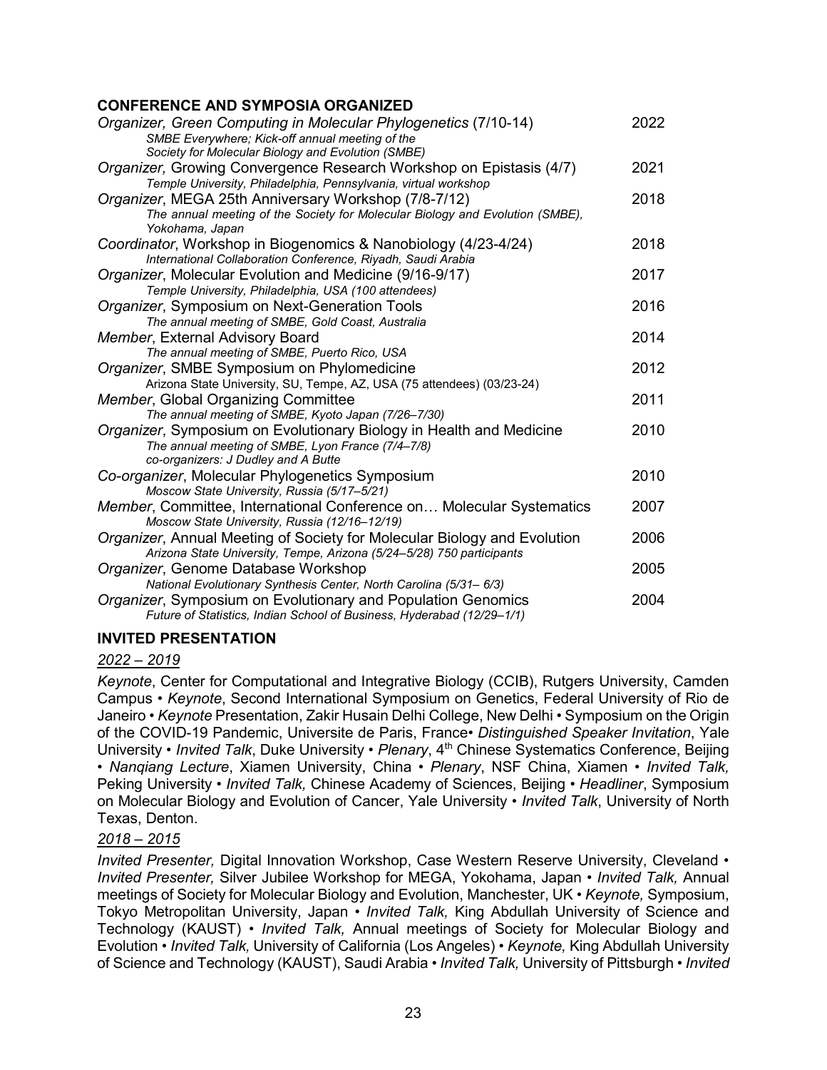### CONFERENCE AND SYMPOSIA ORGANIZED

| | |
|---|---|
| *Organizer, Green Computing in Molecular Phylogenetics* (7/10-14)<br>*SMBE Everywhere; Kick-off annual meeting of the Society for Molecular Biology and Evolution (SMBE)* | 2022 |
| *Organizer,* Growing Convergence Research Workshop on Epistasis (4/7)<br>*Temple University, Philadelphia, Pennsylvania, virtual workshop* | 2021 |
| *Organizer*, MEGA 25th Anniversary Workshop (7/8-7/12)<br>*The annual meeting of the Society for Molecular Biology and Evolution (SMBE), Yokohama, Japan* | 2018 |
| *Coordinator*, Workshop in Biogenomics & Nanobiology (4/23-4/24)<br>*International Collaboration Conference, Riyadh, Saudi Arabia* | 2018 |
| *Organizer*, Molecular Evolution and Medicine (9/16-9/17)<br>*Temple University, Philadelphia, USA (100 attendees)* | 2017 |
| *Organizer*, Symposium on Next-Generation Tools<br>*The annual meeting of SMBE, Gold Coast, Australia* | 2016 |
| *Member*, External Advisory Board<br>*The annual meeting of SMBE, Puerto Rico, USA* | 2014 |
| *Organizer*, SMBE Symposium on Phylomedicine<br>Arizona State University, SU, Tempe, AZ, USA (75 attendees) (03/23-24) | 2012 |
| *Member*, Global Organizing Committee<br>*The annual meeting of SMBE, Kyoto Japan (7/26–7/30)* | 2011 |
| *Organizer*, Symposium on Evolutionary Biology in Health and Medicine<br>*The annual meeting of SMBE, Lyon France (7/4–7/8)*<br>*co-organizers: J Dudley and A Butte* | 2010 |
| *Co-organizer*, Molecular Phylogenetics Symposium<br>*Moscow State University, Russia (5/17–5/21)* | 2010 |
| *Member*, Committee, International Conference on… Molecular Systematics<br>*Moscow State University, Russia (12/16–12/19)* | 2007 |
| *Organizer*, Annual Meeting of Society for Molecular Biology and Evolution<br>*Arizona State University, Tempe, Arizona (5/24–5/28) 750 participants* | 2006 |
| *Organizer*, Genome Database Workshop<br>*National Evolutionary Synthesis Center, North Carolina (5/31– 6/3)* | 2005 |
| *Organizer*, Symposium on Evolutionary and Population Genomics<br>*Future of Statistics, Indian School of Business, Hyderabad (12/29–1/1)* | 2004 |

### INVITED PRESENTATION

*2022 – 2019*

*Keynote*, Center for Computational and Integrative Biology (CCIB), Rutgers University, Camden Campus • *Keynote*, Second International Symposium on Genetics, Federal University of Rio de Janeiro • *Keynote* Presentation, Zakir Husain Delhi College, New Delhi • Symposium on the Origin of the COVID-19 Pandemic, Universite de Paris, France• *Distinguished Speaker Invitation*, Yale University • *Invited Talk*, Duke University • *Plenary*, 4th Chinese Systematics Conference, Beijing • *Nanqiang Lecture*, Xiamen University, China • *Plenary*, NSF China, Xiamen • *Invited Talk,* Peking University • *Invited Talk,* Chinese Academy of Sciences, Beijing • *Headliner*, Symposium on Molecular Biology and Evolution of Cancer, Yale University • *Invited Talk*, University of North Texas, Denton.

*2018 – 2015*

*Invited Presenter,* Digital Innovation Workshop, Case Western Reserve University, Cleveland • *Invited Presenter,* Silver Jubilee Workshop for MEGA, Yokohama, Japan • *Invited Talk,* Annual meetings of Society for Molecular Biology and Evolution, Manchester, UK • *Keynote,* Symposium, Tokyo Metropolitan University, Japan • *Invited Talk,* King Abdullah University of Science and Technology (KAUST) • *Invited Talk,* Annual meetings of Society for Molecular Biology and Evolution • *Invited Talk,* University of California (Los Angeles) • *Keynote,* King Abdullah University of Science and Technology (KAUST), Saudi Arabia • *Invited Talk,* University of Pittsburgh • *Invited*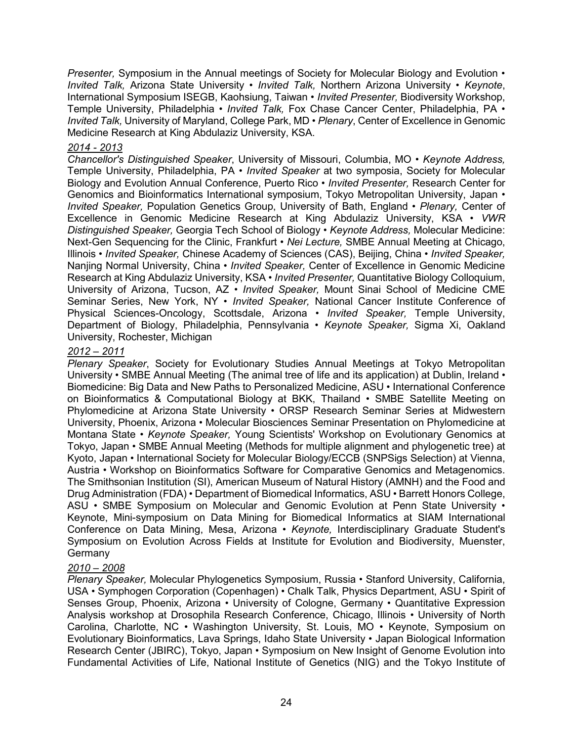*Presenter,* Symposium in the Annual meetings of Society for Molecular Biology and Evolution • *Invited Talk,* Arizona State University • *Invited Talk,* Northern Arizona University • *Keynote*, International Symposium ISEGB, Kaohsiung, Taiwan • *Invited Presenter,* Biodiversity Workshop, Temple University, Philadelphia • *Invited Talk,* Fox Chase Cancer Center, Philadelphia, PA • *Invited Talk,* University of Maryland, College Park, MD • *Plenary*, Center of Excellence in Genomic Medicine Research at King Abdulaziz University, KSA.

*2014 - 2013*

*Chancellor's Distinguished Speaker*, University of Missouri, Columbia, MO • *Keynote Address,* Temple University, Philadelphia, PA • *Invited Speaker* at two symposia, Society for Molecular Biology and Evolution Annual Conference, Puerto Rico • *Invited Presenter,* Research Center for Genomics and Bioinformatics International symposium, Tokyo Metropolitan University, Japan • *Invited Speaker,* Population Genetics Group, University of Bath, England • *Plenary,* Center of Excellence in Genomic Medicine Research at King Abdulaziz University, KSA • *VWR Distinguished Speaker,* Georgia Tech School of Biology • *Keynote Address,* Molecular Medicine: Next-Gen Sequencing for the Clinic, Frankfurt • *Nei Lecture,* SMBE Annual Meeting at Chicago, Illinois • *Invited Speaker,* Chinese Academy of Sciences (CAS), Beijing, China • *Invited Speaker,* Nanjing Normal University, China • *Invited Speaker,* Center of Excellence in Genomic Medicine Research at King Abdulaziz University, KSA • *Invited Presenter,* Quantitative Biology Colloquium, University of Arizona, Tucson, AZ • *Invited Speaker,* Mount Sinai School of Medicine CME Seminar Series, New York, NY • *Invited Speaker,* National Cancer Institute Conference of Physical Sciences-Oncology, Scottsdale, Arizona • *Invited Speaker,* Temple University, Department of Biology, Philadelphia, Pennsylvania • *Keynote Speaker,* Sigma Xi, Oakland University, Rochester, Michigan

*2012 – 2011*

*Plenary Speaker*, Society for Evolutionary Studies Annual Meetings at Tokyo Metropolitan University • SMBE Annual Meeting (The animal tree of life and its application) at Dublin, Ireland • Biomedicine: Big Data and New Paths to Personalized Medicine, ASU • International Conference on Bioinformatics & Computational Biology at BKK, Thailand • SMBE Satellite Meeting on Phylomedicine at Arizona State University • ORSP Research Seminar Series at Midwestern University, Phoenix, Arizona • Molecular Biosciences Seminar Presentation on Phylomedicine at Montana State • *Keynote Speaker,* Young Scientists' Workshop on Evolutionary Genomics at Tokyo, Japan • SMBE Annual Meeting (Methods for multiple alignment and phylogenetic tree) at Kyoto, Japan • International Society for Molecular Biology/ECCB (SNPSigs Selection) at Vienna, Austria • Workshop on Bioinformatics Software for Comparative Genomics and Metagenomics. The Smithsonian Institution (SI), American Museum of Natural History (AMNH) and the Food and Drug Administration (FDA) • Department of Biomedical Informatics, ASU • Barrett Honors College, ASU • SMBE Symposium on Molecular and Genomic Evolution at Penn State University • Keynote, Mini-symposium on Data Mining for Biomedical Informatics at SIAM International Conference on Data Mining, Mesa, Arizona • *Keynote,* Interdisciplinary Graduate Student's Symposium on Evolution Across Fields at Institute for Evolution and Biodiversity, Muenster, Germany

*2010 – 2008*

*Plenary Speaker,* Molecular Phylogenetics Symposium, Russia • Stanford University, California, USA • Symphogen Corporation (Copenhagen) • Chalk Talk, Physics Department, ASU • Spirit of Senses Group, Phoenix, Arizona • University of Cologne, Germany • Quantitative Expression Analysis workshop at Drosophila Research Conference, Chicago, Illinois • University of North Carolina, Charlotte, NC • Washington University, St. Louis, MO • Keynote, Symposium on Evolutionary Bioinformatics, Lava Springs, Idaho State University • Japan Biological Information Research Center (JBIRC), Tokyo, Japan • Symposium on New Insight of Genome Evolution into Fundamental Activities of Life, National Institute of Genetics (NIG) and the Tokyo Institute of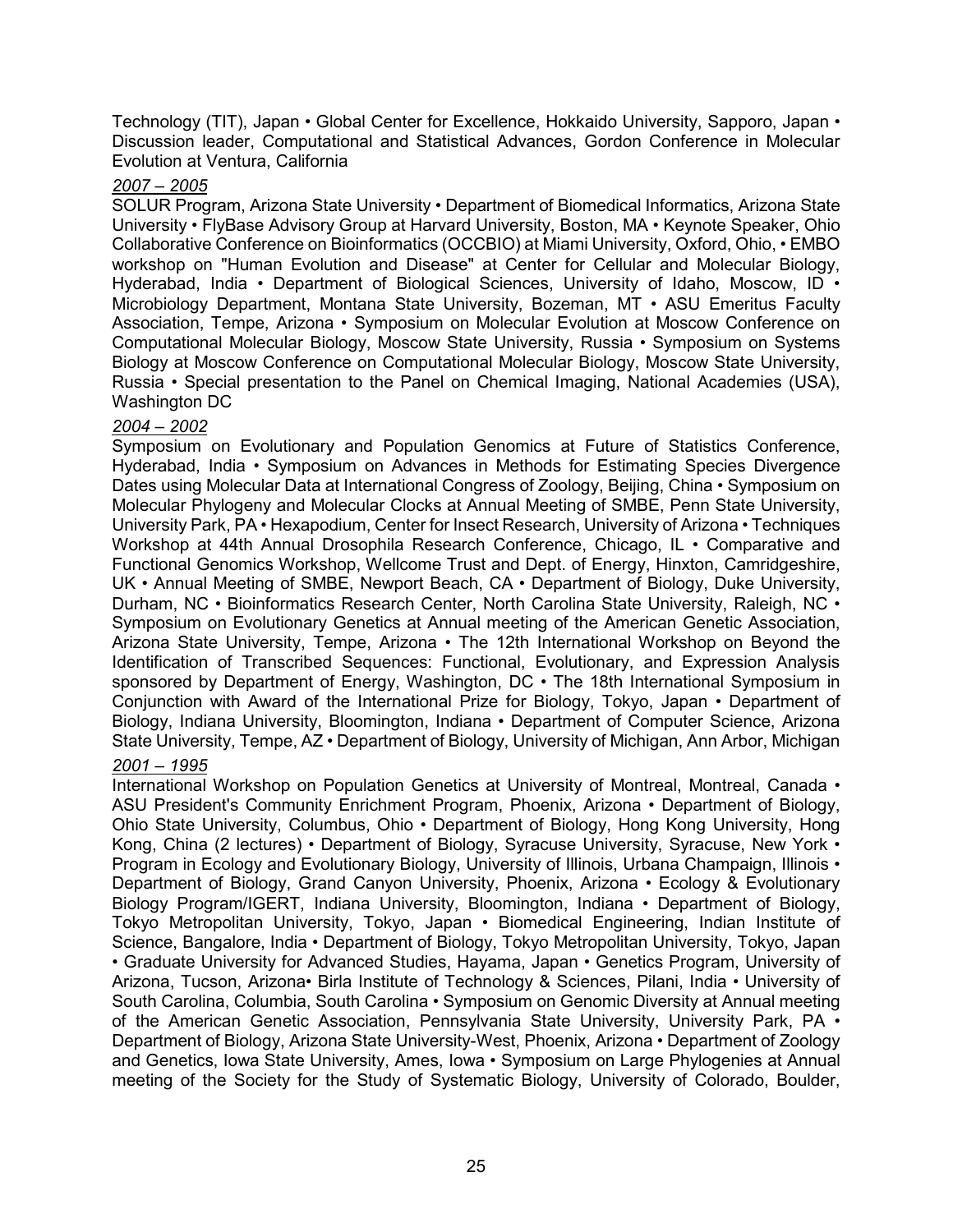Technology (TIT), Japan • Global Center for Excellence, Hokkaido University, Sapporo, Japan • Discussion leader, Computational and Statistical Advances, Gordon Conference in Molecular Evolution at Ventura, California

*2007 – 2005*

SOLUR Program, Arizona State University • Department of Biomedical Informatics, Arizona State University • FlyBase Advisory Group at Harvard University, Boston, MA • Keynote Speaker, Ohio Collaborative Conference on Bioinformatics (OCCBIO) at Miami University, Oxford, Ohio, • EMBO workshop on "Human Evolution and Disease" at Center for Cellular and Molecular Biology, Hyderabad, India • Department of Biological Sciences, University of Idaho, Moscow, ID • Microbiology Department, Montana State University, Bozeman, MT • ASU Emeritus Faculty Association, Tempe, Arizona • Symposium on Molecular Evolution at Moscow Conference on Computational Molecular Biology, Moscow State University, Russia • Symposium on Systems Biology at Moscow Conference on Computational Molecular Biology, Moscow State University, Russia • Special presentation to the Panel on Chemical Imaging, National Academies (USA), Washington DC

*2004 – 2002*

Symposium on Evolutionary and Population Genomics at Future of Statistics Conference, Hyderabad, India • Symposium on Advances in Methods for Estimating Species Divergence Dates using Molecular Data at International Congress of Zoology, Beijing, China • Symposium on Molecular Phylogeny and Molecular Clocks at Annual Meeting of SMBE, Penn State University, University Park, PA • Hexapodium, Center for Insect Research, University of Arizona • Techniques Workshop at 44th Annual Drosophila Research Conference, Chicago, IL • Comparative and Functional Genomics Workshop, Wellcome Trust and Dept. of Energy, Hinxton, Camridgeshire, UK • Annual Meeting of SMBE, Newport Beach, CA • Department of Biology, Duke University, Durham, NC • Bioinformatics Research Center, North Carolina State University, Raleigh, NC • Symposium on Evolutionary Genetics at Annual meeting of the American Genetic Association, Arizona State University, Tempe, Arizona • The 12th International Workshop on Beyond the Identification of Transcribed Sequences: Functional, Evolutionary, and Expression Analysis sponsored by Department of Energy, Washington, DC • The 18th International Symposium in Conjunction with Award of the International Prize for Biology, Tokyo, Japan • Department of Biology, Indiana University, Bloomington, Indiana • Department of Computer Science, Arizona State University, Tempe, AZ • Department of Biology, University of Michigan, Ann Arbor, Michigan

*2001 – 1995*

International Workshop on Population Genetics at University of Montreal, Montreal, Canada • ASU President's Community Enrichment Program, Phoenix, Arizona • Department of Biology, Ohio State University, Columbus, Ohio • Department of Biology, Hong Kong University, Hong Kong, China (2 lectures) • Department of Biology, Syracuse University, Syracuse, New York • Program in Ecology and Evolutionary Biology, University of Illinois, Urbana Champaign, Illinois • Department of Biology, Grand Canyon University, Phoenix, Arizona • Ecology & Evolutionary Biology Program/IGERT, Indiana University, Bloomington, Indiana • Department of Biology, Tokyo Metropolitan University, Tokyo, Japan • Biomedical Engineering, Indian Institute of Science, Bangalore, India • Department of Biology, Tokyo Metropolitan University, Tokyo, Japan • Graduate University for Advanced Studies, Hayama, Japan • Genetics Program, University of Arizona, Tucson, Arizona• Birla Institute of Technology & Sciences, Pilani, India • University of South Carolina, Columbia, South Carolina • Symposium on Genomic Diversity at Annual meeting of the American Genetic Association, Pennsylvania State University, University Park, PA • Department of Biology, Arizona State University-West, Phoenix, Arizona • Department of Zoology and Genetics, Iowa State University, Ames, Iowa • Symposium on Large Phylogenies at Annual meeting of the Society for the Study of Systematic Biology, University of Colorado, Boulder,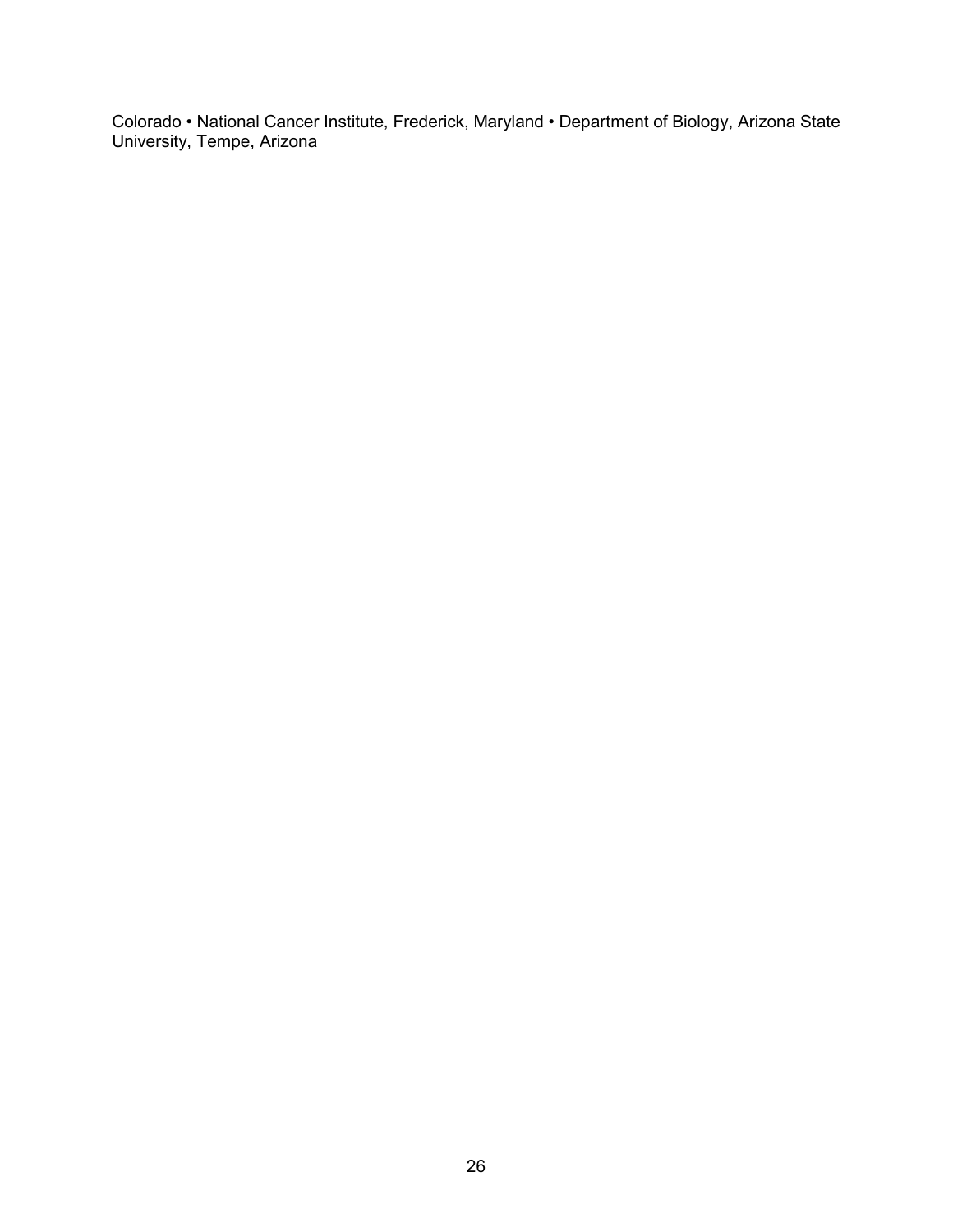Colorado • National Cancer Institute, Frederick, Maryland • Department of Biology, Arizona State University, Tempe, Arizona